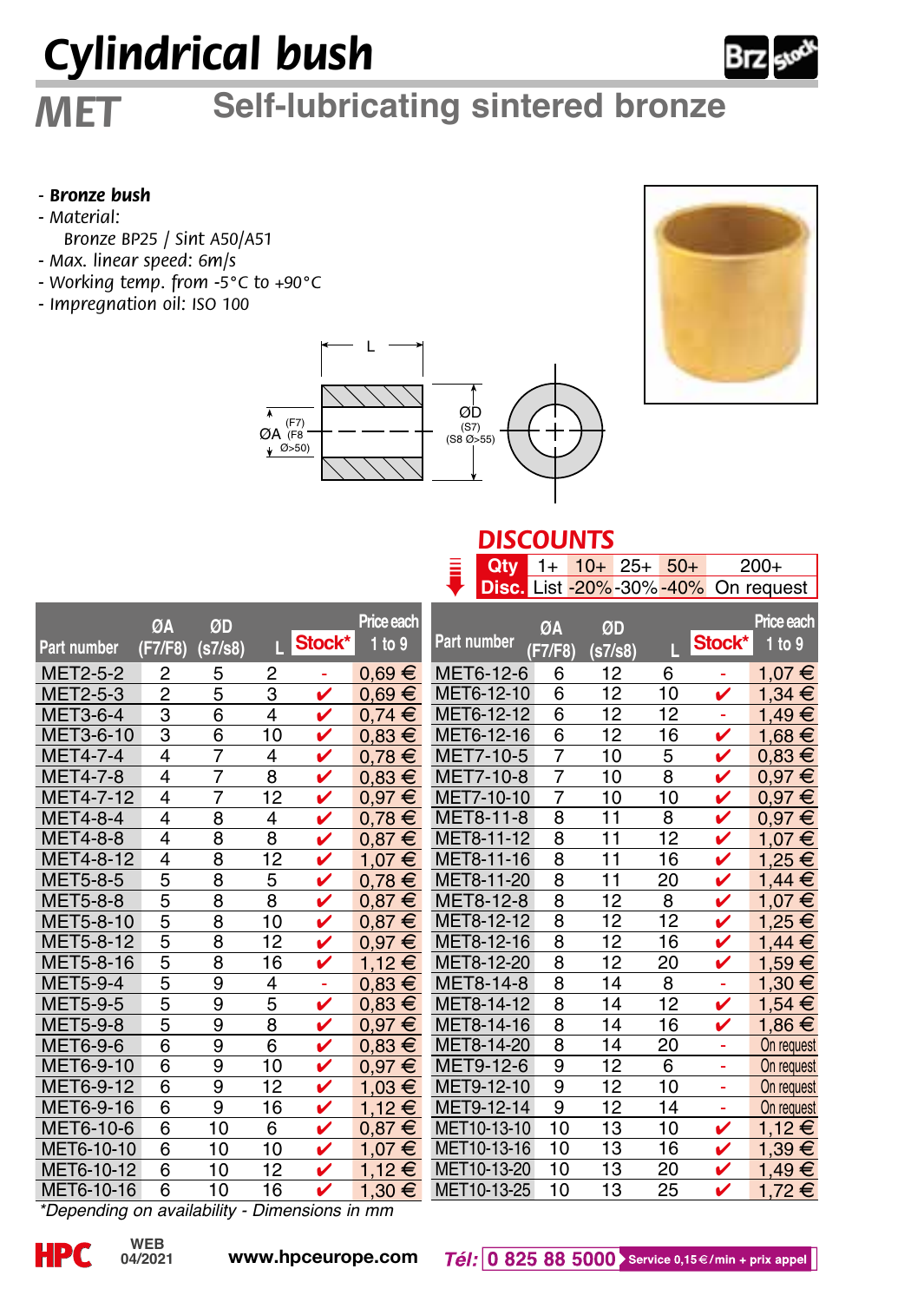# Cylindrical bush

## MET Self-lubricating sintered bronze

- **Bronze bush**
- Material:
  Bronze BP25 / Sint A50/A51
- Max. linear speed: 6m/s
- Working temp. from -5°C to +90°C
- Impregnation oil: ISO 100

L

ØA (F7) (F8 Ø>50)

ØD (S7) (S8 Ø>55)

### DISCOUNTS

| Qty | 1+ | 10+ | 25+ | 50+ | 200+ |
|---|---|---|---|---|---|
| Disc. | List | -20% | -30% | -40% | On request |

| Part number | ØA (F7/F8) | ØD (s7/s8) | L | Stock* | Price each 1 to 9 |
|---|---|---|---|---|---|
| MET2-5-2 | 2 | 5 | 2 | - | 0,69 € |
| MET2-5-3 | 2 | 5 | 3 | ✔ | 0,69 € |
| MET3-6-4 | 3 | 6 | 4 | ✔ | 0,74 € |
| MET3-6-10 | 3 | 6 | 10 | ✔ | 0,83 € |
| MET4-7-4 | 4 | 7 | 4 | ✔ | 0,78 € |
| MET4-7-8 | 4 | 7 | 8 | ✔ | 0,83 € |
| MET4-7-12 | 4 | 7 | 12 | ✔ | 0,97 € |
| MET4-8-4 | 4 | 8 | 4 | ✔ | 0,78 € |
| MET4-8-8 | 4 | 8 | 8 | ✔ | 0,87 € |
| MET4-8-12 | 4 | 8 | 12 | ✔ | 1,07 € |
| MET5-8-5 | 5 | 8 | 5 | ✔ | 0,78 € |
| MET5-8-8 | 5 | 8 | 8 | ✔ | 0,87 € |
| MET5-8-10 | 5 | 8 | 10 | ✔ | 0,87 € |
| MET5-8-12 | 5 | 8 | 12 | ✔ | 0,97 € |
| MET5-8-16 | 5 | 8 | 16 | ✔ | 1,12 € |
| MET5-9-4 | 5 | 9 | 4 | - | 0,83 € |
| MET5-9-5 | 5 | 9 | 5 | ✔ | 0,83 € |
| MET5-9-8 | 5 | 9 | 8 | ✔ | 0,97 € |
| MET6-9-6 | 6 | 9 | 6 | ✔ | 0,83 € |
| MET6-9-10 | 6 | 9 | 10 | ✔ | 0,97 € |
| MET6-9-12 | 6 | 9 | 12 | ✔ | 1,03 € |
| MET6-9-16 | 6 | 9 | 16 | ✔ | 1,12 € |
| MET6-10-6 | 6 | 10 | 6 | ✔ | 0,87 € |
| MET6-10-10 | 6 | 10 | 10 | ✔ | 1,07 € |
| MET6-10-12 | 6 | 10 | 12 | ✔ | 1,12 € |
| MET6-10-16 | 6 | 10 | 16 | ✔ | 1,30 € |
| MET6-12-6 | 6 | 12 | 6 | - | 1,07 € |
| MET6-12-10 | 6 | 12 | 10 | ✔ | 1,34 € |
| MET6-12-12 | 6 | 12 | 12 | - | 1,49 € |
| MET6-12-16 | 6 | 12 | 16 | ✔ | 1,68 € |
| MET7-10-5 | 7 | 10 | 5 | ✔ | 0,83 € |
| MET7-10-8 | 7 | 10 | 8 | ✔ | 0,97 € |
| MET7-10-10 | 7 | 10 | 10 | ✔ | 0,97 € |
| MET8-11-8 | 8 | 11 | 8 | ✔ | 0,97 € |
| MET8-11-12 | 8 | 11 | 12 | ✔ | 1,07 € |
| MET8-11-16 | 8 | 11 | 16 | ✔ | 1,25 € |
| MET8-11-20 | 8 | 11 | 20 | ✔ | 1,44 € |
| MET8-12-8 | 8 | 12 | 8 | ✔ | 1,07 € |
| MET8-12-12 | 8 | 12 | 12 | ✔ | 1,25 € |
| MET8-12-16 | 8 | 12 | 16 | ✔ | 1,44 € |
| MET8-12-20 | 8 | 12 | 20 | ✔ | 1,59 € |
| MET8-14-8 | 8 | 14 | 8 | - | 1,30 € |
| MET8-14-12 | 8 | 14 | 12 | ✔ | 1,54 € |
| MET8-14-16 | 8 | 14 | 16 | ✔ | 1,86 € |
| MET8-14-20 | 8 | 14 | 20 | - | On request |
| MET9-12-6 | 9 | 12 | 6 | - | On request |
| MET9-12-10 | 9 | 12 | 10 | - | On request |
| MET9-12-14 | 9 | 12 | 14 | - | On request |
| MET10-13-10 | 10 | 13 | 10 | ✔ | 1,12 € |
| MET10-13-16 | 10 | 13 | 16 | ✔ | 1,39 € |
| MET10-13-20 | 10 | 13 | 20 | ✔ | 1,49 € |
| MET10-13-25 | 10 | 13 | 25 | ✔ | 1,72 € |

*Depending on availability - Dimensions in mm

WEB 04/2021 www.hpceurope.com Tél: 0 825 88 5000 Service 0,15 €/min + prix appel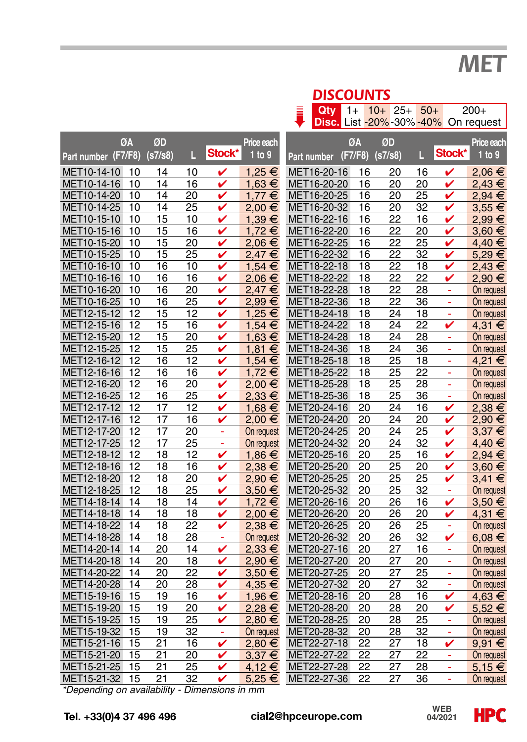# MET

## DISCOUNTS

| Qty | 1+ | 10+ | 25+ | 50+ | 200+ |
|---|---|---|---|---|---|
| Disc. | List | -20% | -30% | -40% | On request |

| Part number | ØA (F7/F8) | ØD (s7/s8) | L | Stock* | Price each 1 to 9 |
|---|---|---|---|---|---|
| MET10-14-10 | 10 | 14 | 10 | ✔ | 1,25 € |
| MET10-14-16 | 10 | 14 | 16 | ✔ | 1,63 € |
| MET10-14-20 | 10 | 14 | 20 | ✔ | 1,77 € |
| MET10-14-25 | 10 | 14 | 25 | ✔ | 2,00 € |
| MET10-15-10 | 10 | 15 | 10 | ✔ | 1,39 € |
| MET10-15-16 | 10 | 15 | 16 | ✔ | 1,72 € |
| MET10-15-20 | 10 | 15 | 20 | ✔ | 2,06 € |
| MET10-15-25 | 10 | 15 | 25 | ✔ | 2,47 € |
| MET10-16-10 | 10 | 16 | 10 | ✔ | 1,54 € |
| MET10-16-16 | 10 | 16 | 16 | ✔ | 2,06 € |
| MET10-16-20 | 10 | 16 | 20 | ✔ | 2,47 € |
| MET10-16-25 | 10 | 16 | 25 | ✔ | 2,99 € |
| MET12-15-12 | 12 | 15 | 12 | ✔ | 1,25 € |
| MET12-15-16 | 12 | 15 | 16 | ✔ | 1,54 € |
| MET12-15-20 | 12 | 15 | 20 | ✔ | 1,63 € |
| MET12-15-25 | 12 | 15 | 25 | ✔ | 1,81 € |
| MET12-16-12 | 12 | 16 | 12 | ✔ | 1,54 € |
| MET12-16-16 | 12 | 16 | 16 | ✔ | 1,72 € |
| MET12-16-20 | 12 | 16 | 20 | ✔ | 2,00 € |
| MET12-16-25 | 12 | 16 | 25 | ✔ | 2,33 € |
| MET12-17-12 | 12 | 17 | 12 | ✔ | 1,68 € |
| MET12-17-16 | 12 | 17 | 16 | ✔ | 2,00 € |
| MET12-17-20 | 12 | 17 | 20 | - | On request |
| MET12-17-25 | 12 | 17 | 25 | - | On request |
| MET12-18-12 | 12 | 18 | 12 | ✔ | 1,86 € |
| MET12-18-16 | 12 | 18 | 16 | ✔ | 2,38 € |
| MET12-18-20 | 12 | 18 | 20 | ✔ | 2,90 € |
| MET12-18-25 | 12 | 18 | 25 | ✔ | 3,50 € |
| MET14-18-14 | 14 | 18 | 14 | ✔ | 1,72 € |
| MET14-18-18 | 14 | 18 | 18 | ✔ | 2,00 € |
| MET14-18-22 | 14 | 18 | 22 | ✔ | 2,38 € |
| MET14-18-28 | 14 | 18 | 28 | - | On request |
| MET14-20-14 | 14 | 20 | 14 | ✔ | 2,33 € |
| MET14-20-18 | 14 | 20 | 18 | ✔ | 2,90 € |
| MET14-20-22 | 14 | 20 | 22 | ✔ | 3,50 € |
| MET14-20-28 | 14 | 20 | 28 | ✔ | 4,35 € |
| MET15-19-16 | 15 | 19 | 16 | ✔ | 1,96 € |
| MET15-19-20 | 15 | 19 | 20 | ✔ | 2,28 € |
| MET15-19-25 | 15 | 19 | 25 | ✔ | 2,80 € |
| MET15-19-32 | 15 | 19 | 32 | - | On request |
| MET15-21-16 | 15 | 21 | 16 | ✔ | 2,80 € |
| MET15-21-20 | 15 | 21 | 20 | ✔ | 3,37 € |
| MET15-21-25 | 15 | 21 | 25 | ✔ | 4,12 € |
| MET15-21-32 | 15 | 21 | 32 | ✔ | 5,25 € |
| MET16-20-16 | 16 | 20 | 16 | ✔ | 2,06 € |
| MET16-20-20 | 16 | 20 | 20 | ✔ | 2,43 € |
| MET16-20-25 | 16 | 20 | 25 | ✔ | 2,94 € |
| MET16-20-32 | 16 | 20 | 32 | ✔ | 3,55 € |
| MET16-22-16 | 16 | 22 | 16 | ✔ | 2,99 € |
| MET16-22-20 | 16 | 22 | 20 | ✔ | 3,60 € |
| MET16-22-25 | 16 | 22 | 25 | ✔ | 4,40 € |
| MET16-22-32 | 16 | 22 | 32 | ✔ | 5,29 € |
| MET18-22-18 | 18 | 22 | 18 | ✔ | 2,43 € |
| MET18-22-22 | 18 | 22 | 22 | ✔ | 2,90 € |
| MET18-22-28 | 18 | 22 | 28 | - | On request |
| MET18-22-36 | 18 | 22 | 36 | - | On request |
| MET18-24-18 | 18 | 24 | 18 | - | On request |
| MET18-24-22 | 18 | 24 | 22 | ✔ | 4,31 € |
| MET18-24-28 | 18 | 24 | 28 | - | On request |
| MET18-24-36 | 18 | 24 | 36 | - | On request |
| MET18-25-18 | 18 | 25 | 18 | - | 4,21 € |
| MET18-25-22 | 18 | 25 | 22 | - | On request |
| MET18-25-28 | 18 | 25 | 28 | - | On request |
| MET18-25-36 | 18 | 25 | 36 | - | On request |
| MET20-24-16 | 20 | 24 | 16 | ✔ | 2,38 € |
| MET20-24-20 | 20 | 24 | 20 | ✔ | 2,90 € |
| MET20-24-25 | 20 | 24 | 25 | ✔ | 3,37 € |
| MET20-24-32 | 20 | 24 | 32 | ✔ | 4,40 € |
| MET20-25-16 | 20 | 25 | 16 | ✔ | 2,94 € |
| MET20-25-20 | 20 | 25 | 20 | ✔ | 3,60 € |
| MET20-25-25 | 20 | 25 | 25 | ✔ | 3,41 € |
| MET20-25-32 | 20 | 25 | 32 | - | On request |
| MET20-26-16 | 20 | 26 | 16 | ✔ | 3,50 € |
| MET20-26-20 | 20 | 26 | 20 | ✔ | 4,31 € |
| MET20-26-25 | 20 | 26 | 25 | - | On request |
| MET20-26-32 | 20 | 26 | 32 | ✔ | 6,08 € |
| MET20-27-16 | 20 | 27 | 16 | - | On request |
| MET20-27-20 | 20 | 27 | 20 | - | On request |
| MET20-27-25 | 20 | 27 | 25 | - | On request |
| MET20-27-32 | 20 | 27 | 32 | - | On request |
| MET20-28-16 | 20 | 28 | 16 | ✔ | 4,63 € |
| MET20-28-20 | 20 | 28 | 20 | ✔ | 5,52 € |
| MET20-28-25 | 20 | 28 | 25 | - | On request |
| MET20-28-32 | 20 | 28 | 32 | - | On request |
| MET22-27-18 | 22 | 27 | 18 | ✔ | 9,91 € |
| MET22-27-22 | 22 | 27 | 22 | - | On request |
| MET22-27-28 | 22 | 27 | 28 | - | 5,15 € |
| MET22-27-36 | 22 | 27 | 36 | - | On request |

*\*Depending on availability - Dimensions in mm*

**Tel. +33(0)4 37 496 496** **cial2@hpceurope.com** WEB 04/2021 HPC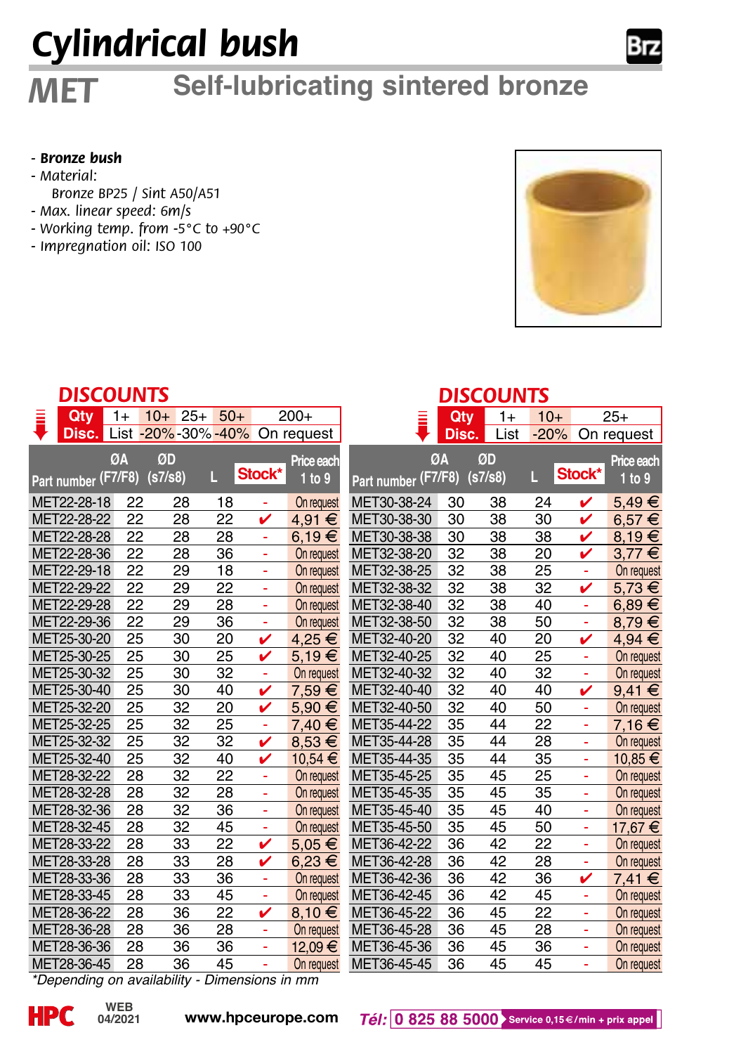# Cylindrical bush

## MET Self-lubricating sintered bronze

- ***Bronze bush***
- *Material:*
  *Bronze BP25 / Sint A50/A51*
- *Max. linear speed: 6m/s*
- *Working temp. from -5°C to +90°C*
- *Impregnation oil: ISO 100*

### DISCOUNTS

| Qty | 1+ | 10+ | 25+ | 50+ | 200+ |
|---|---|---|---|---|---|
| Disc. | List | -20% | -30% | -40% | On request |

| Part number | ØA (F7/F8) | ØD (s7/s8) | L | Stock* | Price each 1 to 9 |
|---|---|---|---|---|---|
| MET22-28-18 | 22 | 28 | 18 | - | On request |
| MET22-28-22 | 22 | 28 | 22 | ✔ | 4,91 € |
| MET22-28-28 | 22 | 28 | 28 | - | 6,19 € |
| MET22-28-36 | 22 | 28 | 36 | - | On request |
| MET22-29-18 | 22 | 29 | 18 | - | On request |
| MET22-29-22 | 22 | 29 | 22 | - | On request |
| MET22-29-28 | 22 | 29 | 28 | - | On request |
| MET22-29-36 | 22 | 29 | 36 | - | On request |
| MET25-30-20 | 25 | 30 | 20 | ✔ | 4,25 € |
| MET25-30-25 | 25 | 30 | 25 | ✔ | 5,19 € |
| MET25-30-32 | 25 | 30 | 32 | - | On request |
| MET25-30-40 | 25 | 30 | 40 | ✔ | 7,59 € |
| MET25-32-20 | 25 | 32 | 20 | ✔ | 5,90 € |
| MET25-32-25 | 25 | 32 | 25 | - | 7,40 € |
| MET25-32-32 | 25 | 32 | 32 | ✔ | 8,53 € |
| MET25-32-40 | 25 | 32 | 40 | ✔ | 10,54 € |
| MET28-32-22 | 28 | 32 | 22 | - | On request |
| MET28-32-28 | 28 | 32 | 28 | - | On request |
| MET28-32-36 | 28 | 32 | 36 | - | On request |
| MET28-32-45 | 28 | 32 | 45 | - | On request |
| MET28-33-22 | 28 | 33 | 22 | ✔ | 5,05 € |
| MET28-33-28 | 28 | 33 | 28 | ✔ | 6,23 € |
| MET28-33-36 | 28 | 33 | 36 | - | On request |
| MET28-33-45 | 28 | 33 | 45 | - | On request |
| MET28-36-22 | 28 | 36 | 22 | ✔ | 8,10 € |
| MET28-36-28 | 28 | 36 | 28 | - | On request |
| MET28-36-36 | 28 | 36 | 36 | - | 12,09 € |
| MET28-36-45 | 28 | 36 | 45 | - | On request |

### DISCOUNTS

| Qty | 1+ | 10+ | 25+ |
|---|---|---|---|
| Disc. | List | -20% | On request |

| Part number | ØA (F7/F8) | ØD (s7/s8) | L | Stock* | Price each 1 to 9 |
|---|---|---|---|---|---|
| MET30-38-24 | 30 | 38 | 24 | ✔ | 5,49 € |
| MET30-38-30 | 30 | 38 | 30 | ✔ | 6,57 € |
| MET30-38-38 | 30 | 38 | 38 | ✔ | 8,19 € |
| MET32-38-20 | 32 | 38 | 20 | ✔ | 3,77 € |
| MET32-38-25 | 32 | 38 | 25 | - | On request |
| MET32-38-32 | 32 | 38 | 32 | ✔ | 5,73 € |
| MET32-38-40 | 32 | 38 | 40 | - | 6,89 € |
| MET32-38-50 | 32 | 38 | 50 | - | 8,79 € |
| MET32-40-20 | 32 | 40 | 20 | ✔ | 4,94 € |
| MET32-40-25 | 32 | 40 | 25 | - | On request |
| MET32-40-32 | 32 | 40 | 32 | - | On request |
| MET32-40-40 | 32 | 40 | 40 | ✔ | 9,41 € |
| MET32-40-50 | 32 | 40 | 50 | - | On request |
| MET35-44-22 | 35 | 44 | 22 | - | 7,16 € |
| MET35-44-28 | 35 | 44 | 28 | - | On request |
| MET35-44-35 | 35 | 44 | 35 | - | 10,85 € |
| MET35-45-25 | 35 | 45 | 25 | - | On request |
| MET35-45-35 | 35 | 45 | 35 | - | On request |
| MET35-45-40 | 35 | 45 | 40 | - | On request |
| MET35-45-50 | 35 | 45 | 50 | - | 17,67 € |
| MET36-42-22 | 36 | 42 | 22 | - | On request |
| MET36-42-28 | 36 | 42 | 28 | - | On request |
| MET36-42-36 | 36 | 42 | 36 | ✔ | 7,41 € |
| MET36-42-45 | 36 | 42 | 45 | - | On request |
| MET36-45-22 | 36 | 45 | 22 | - | On request |
| MET36-45-28 | 36 | 45 | 28 | - | On request |
| MET36-45-36 | 36 | 45 | 36 | - | On request |
| MET36-45-45 | 36 | 45 | 45 | - | On request |

*\*Depending on availability - Dimensions in mm*

WEB 04/2021 www.hpceurope.com *Tél:* 0 825 88 5000 Service 0,15 €/min + prix appel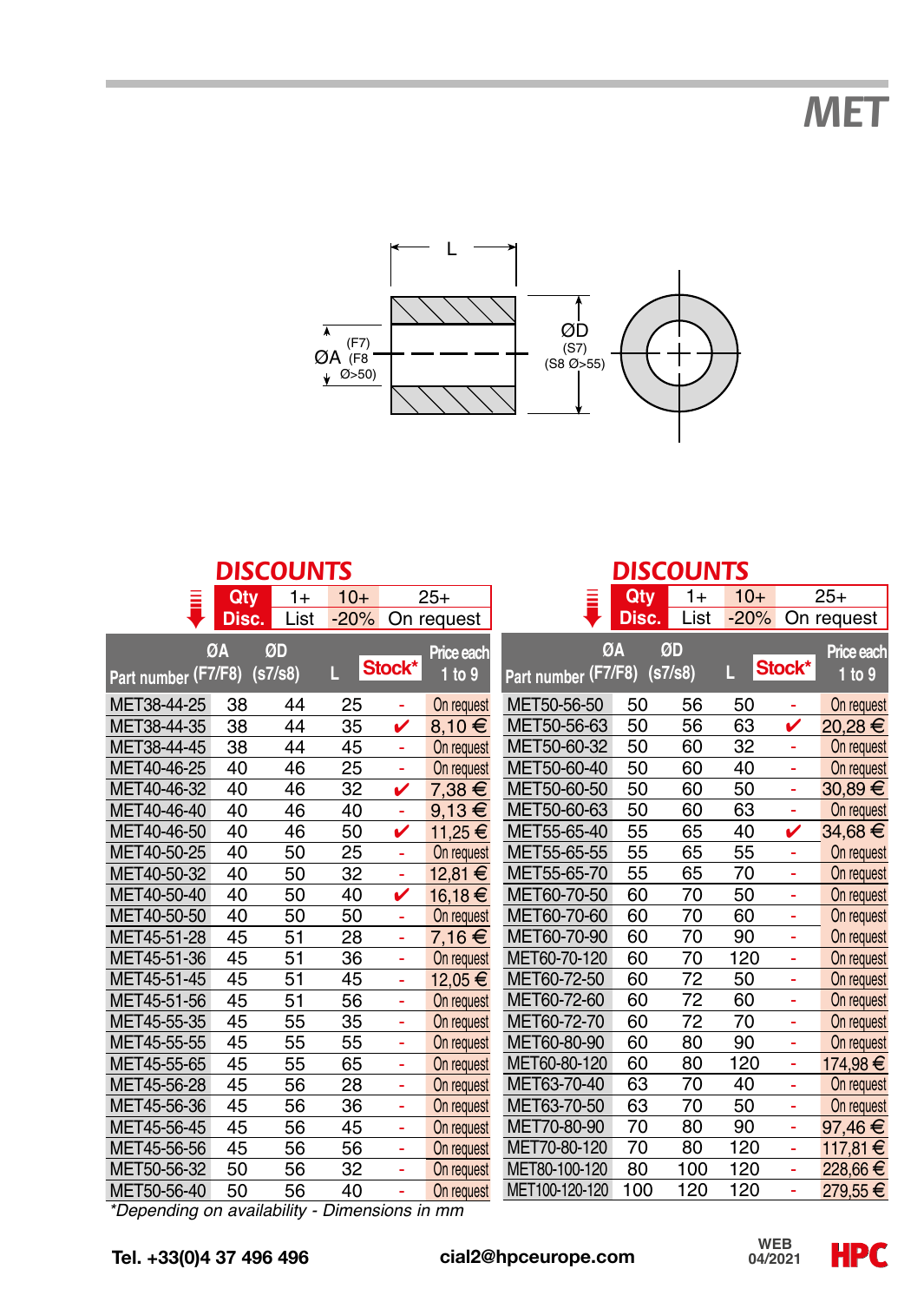# MET

L

ØA (F7) (F8 Ø>50)

ØD (S7) (S8 Ø>55)

## DISCOUNTS

| Qty | 1+ | 10+ | 25+ |
|---|---|---|---|
| Disc. | List | -20% | On request |

| Part number | ØA (F7/F8) | ØD (s7/s8) | L | Stock* | Price each 1 to 9 |
|---|---|---|---|---|---|
| MET38-44-25 | 38 | 44 | 25 | - | On request |
| MET38-44-35 | 38 | 44 | 35 | ✔ | 8,10 € |
| MET38-44-45 | 38 | 44 | 45 | - | On request |
| MET40-46-25 | 40 | 46 | 25 | - | On request |
| MET40-46-32 | 40 | 46 | 32 | ✔ | 7,38 € |
| MET40-46-40 | 40 | 46 | 40 | - | 9,13 € |
| MET40-46-50 | 40 | 46 | 50 | ✔ | 11,25 € |
| MET40-50-25 | 40 | 50 | 25 | - | On request |
| MET40-50-32 | 40 | 50 | 32 | - | 12,81 € |
| MET40-50-40 | 40 | 50 | 40 | ✔ | 16,18 € |
| MET40-50-50 | 40 | 50 | 50 | - | On request |
| MET45-51-28 | 45 | 51 | 28 | - | 7,16 € |
| MET45-51-36 | 45 | 51 | 36 | - | On request |
| MET45-51-45 | 45 | 51 | 45 | - | 12,05 € |
| MET45-51-56 | 45 | 51 | 56 | - | On request |
| MET45-55-35 | 45 | 55 | 35 | - | On request |
| MET45-55-55 | 45 | 55 | 55 | - | On request |
| MET45-55-65 | 45 | 55 | 65 | - | On request |
| MET45-56-28 | 45 | 56 | 28 | - | On request |
| MET45-56-36 | 45 | 56 | 36 | - | On request |
| MET45-56-45 | 45 | 56 | 45 | - | On request |
| MET45-56-56 | 45 | 56 | 56 | - | On request |
| MET50-56-32 | 50 | 56 | 32 | - | On request |
| MET50-56-40 | 50 | 56 | 40 | - | On request |
| MET50-56-50 | 50 | 56 | 50 | - | On request |
| MET50-56-63 | 50 | 56 | 63 | ✔ | 20,28 € |
| MET50-60-32 | 50 | 60 | 32 | - | On request |
| MET50-60-40 | 50 | 60 | 40 | - | On request |
| MET50-60-50 | 50 | 60 | 50 | - | 30,89 € |
| MET50-60-63 | 50 | 60 | 63 | - | On request |
| MET55-65-40 | 55 | 65 | 40 | ✔ | 34,68 € |
| MET55-65-55 | 55 | 65 | 55 | - | On request |
| MET55-65-70 | 55 | 65 | 70 | - | On request |
| MET60-70-50 | 60 | 70 | 50 | - | On request |
| MET60-70-60 | 60 | 70 | 60 | - | On request |
| MET60-70-90 | 60 | 70 | 90 | - | On request |
| MET60-70-120 | 60 | 70 | 120 | - | On request |
| MET60-72-50 | 60 | 72 | 50 | - | On request |
| MET60-72-60 | 60 | 72 | 60 | - | On request |
| MET60-72-70 | 60 | 72 | 70 | - | On request |
| MET60-80-90 | 60 | 80 | 90 | - | On request |
| MET60-80-120 | 60 | 80 | 120 | - | 174,98 € |
| MET63-70-40 | 63 | 70 | 40 | - | On request |
| MET63-70-50 | 63 | 70 | 50 | - | On request |
| MET70-80-90 | 70 | 80 | 90 | - | 97,46 € |
| MET70-80-120 | 70 | 80 | 120 | - | 117,81 € |
| MET80-100-120 | 80 | 100 | 120 | - | 228,66 € |
| MET100-120-120 | 100 | 120 | 120 | - | 279,55 € |

*Depending on availability - Dimensions in mm

Tel. +33(0)4 37 496 496 cial2@hpceurope.com WEB 04/2021 HPC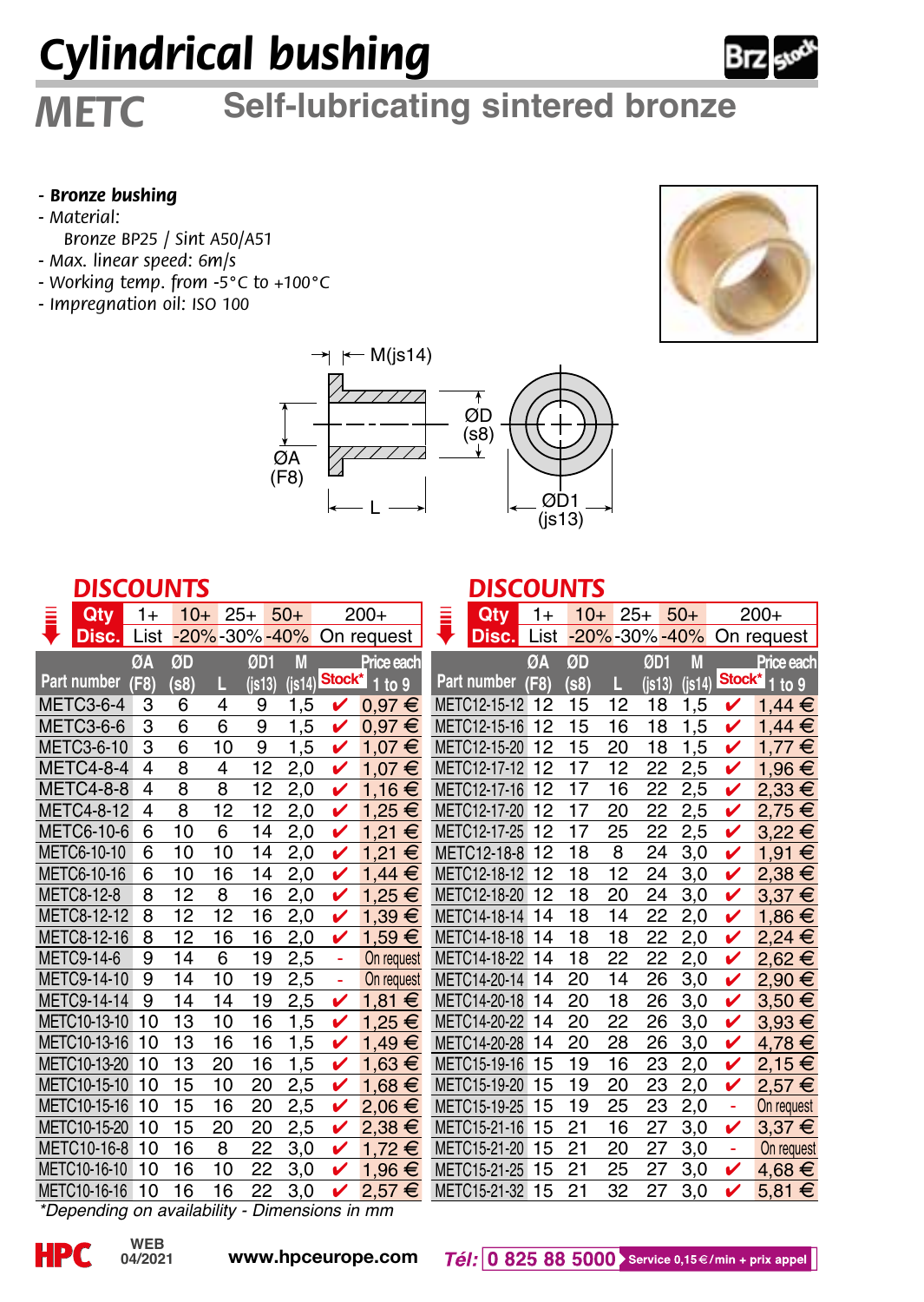# Cylindrical bushing

## METC Self-lubricating sintered bronze

- **Bronze bushing**
- Material:
  Bronze BP25 / Sint A50/A51
- Max. linear speed: 6m/s
- Working temp. from -5°C to +100°C
- Impregnation oil: ISO 100

M(js14)

ØA (F8) ØD (s8) L ØD1 (js13)

### DISCOUNTS

| Qty | 1+ | 10+ | 25+ | 50+ | 200+ |
|---|---|---|---|---|---|
| Disc. | List | -20% | -30% | -40% | On request |

| Part number | ØA (F8) | ØD (s8) | L | ØD1 (js13) | M (js14) | Stock* | Price each 1 to 9 |
|---|---|---|---|---|---|---|---|
| METC3-6-4 | 3 | 6 | 4 | 9 | 1,5 | ✔ | 0,97 € |
| METC3-6-6 | 3 | 6 | 6 | 9 | 1,5 | ✔ | 0,97 € |
| METC3-6-10 | 3 | 6 | 10 | 9 | 1,5 | ✔ | 1,07 € |
| METC4-8-4 | 4 | 8 | 4 | 12 | 2,0 | ✔ | 1,07 € |
| METC4-8-8 | 4 | 8 | 8 | 12 | 2,0 | ✔ | 1,16 € |
| METC4-8-12 | 4 | 8 | 12 | 12 | 2,0 | ✔ | 1,25 € |
| METC6-10-6 | 6 | 10 | 6 | 14 | 2,0 | ✔ | 1,21 € |
| METC6-10-10 | 6 | 10 | 10 | 14 | 2,0 | ✔ | 1,21 € |
| METC6-10-16 | 6 | 10 | 16 | 14 | 2,0 | ✔ | 1,44 € |
| METC8-12-8 | 8 | 12 | 8 | 16 | 2,0 | ✔ | 1,25 € |
| METC8-12-12 | 8 | 12 | 12 | 16 | 2,0 | ✔ | 1,39 € |
| METC8-12-16 | 8 | 12 | 16 | 16 | 2,0 | ✔ | 1,59 € |
| METC9-14-6 | 9 | 14 | 6 | 19 | 2,5 | - | On request |
| METC9-14-10 | 9 | 14 | 10 | 19 | 2,5 | - | On request |
| METC9-14-14 | 9 | 14 | 14 | 19 | 2,5 | ✔ | 1,81 € |
| METC10-13-10 | 10 | 13 | 10 | 16 | 1,5 | ✔ | 1,25 € |
| METC10-13-16 | 10 | 13 | 16 | 16 | 1,5 | ✔ | 1,49 € |
| METC10-13-20 | 10 | 13 | 20 | 16 | 1,5 | ✔ | 1,63 € |
| METC10-15-10 | 10 | 15 | 10 | 20 | 2,5 | ✔ | 1,68 € |
| METC10-15-16 | 10 | 15 | 16 | 20 | 2,5 | ✔ | 2,06 € |
| METC10-15-20 | 10 | 15 | 20 | 20 | 2,5 | ✔ | 2,38 € |
| METC10-16-8 | 10 | 16 | 8 | 22 | 3,0 | ✔ | 1,72 € |
| METC10-16-10 | 10 | 16 | 10 | 22 | 3,0 | ✔ | 1,96 € |
| METC10-16-16 | 10 | 16 | 16 | 22 | 3,0 | ✔ | 2,57 € |
| METC12-15-12 | 12 | 15 | 12 | 18 | 1,5 | ✔ | 1,44 € |
| METC12-15-16 | 12 | 15 | 16 | 18 | 1,5 | ✔ | 1,44 € |
| METC12-15-20 | 12 | 15 | 20 | 18 | 1,5 | ✔ | 1,77 € |
| METC12-17-12 | 12 | 17 | 12 | 22 | 2,5 | ✔ | 1,96 € |
| METC12-17-16 | 12 | 17 | 16 | 22 | 2,5 | ✔ | 2,33 € |
| METC12-17-20 | 12 | 17 | 20 | 22 | 2,5 | ✔ | 2,75 € |
| METC12-17-25 | 12 | 17 | 25 | 22 | 2,5 | ✔ | 3,22 € |
| METC12-18-8 | 12 | 18 | 8 | 24 | 3,0 | ✔ | 1,91 € |
| METC12-18-12 | 12 | 18 | 12 | 24 | 3,0 | ✔ | 2,38 € |
| METC12-18-20 | 12 | 18 | 20 | 24 | 3,0 | ✔ | 3,37 € |
| METC14-18-14 | 14 | 18 | 14 | 22 | 2,0 | ✔ | 1,86 € |
| METC14-18-18 | 14 | 18 | 18 | 22 | 2,0 | ✔ | 2,24 € |
| METC14-18-22 | 14 | 18 | 22 | 22 | 2,0 | ✔ | 2,62 € |
| METC14-20-14 | 14 | 20 | 14 | 26 | 3,0 | ✔ | 2,90 € |
| METC14-20-18 | 14 | 20 | 18 | 26 | 3,0 | ✔ | 3,50 € |
| METC14-20-22 | 14 | 20 | 22 | 26 | 3,0 | ✔ | 3,93 € |
| METC14-20-28 | 14 | 20 | 28 | 26 | 3,0 | ✔ | 4,78 € |
| METC15-19-16 | 15 | 19 | 16 | 23 | 2,0 | ✔ | 2,15 € |
| METC15-19-20 | 15 | 19 | 20 | 23 | 2,0 | ✔ | 2,57 € |
| METC15-19-25 | 15 | 19 | 25 | 23 | 2,0 | - | On request |
| METC15-21-16 | 15 | 21 | 16 | 27 | 3,0 | ✔ | 3,37 € |
| METC15-21-20 | 15 | 21 | 20 | 27 | 3,0 | - | On request |
| METC15-21-25 | 15 | 21 | 25 | 27 | 3,0 | ✔ | 4,68 € |
| METC15-21-32 | 15 | 21 | 32 | 27 | 3,0 | ✔ | 5,81 € |

*Depending on availability - Dimensions in mm

WEB 04/2021 www.hpceurope.com Tél: 0 825 88 5000 Service 0,15 €/min + prix appel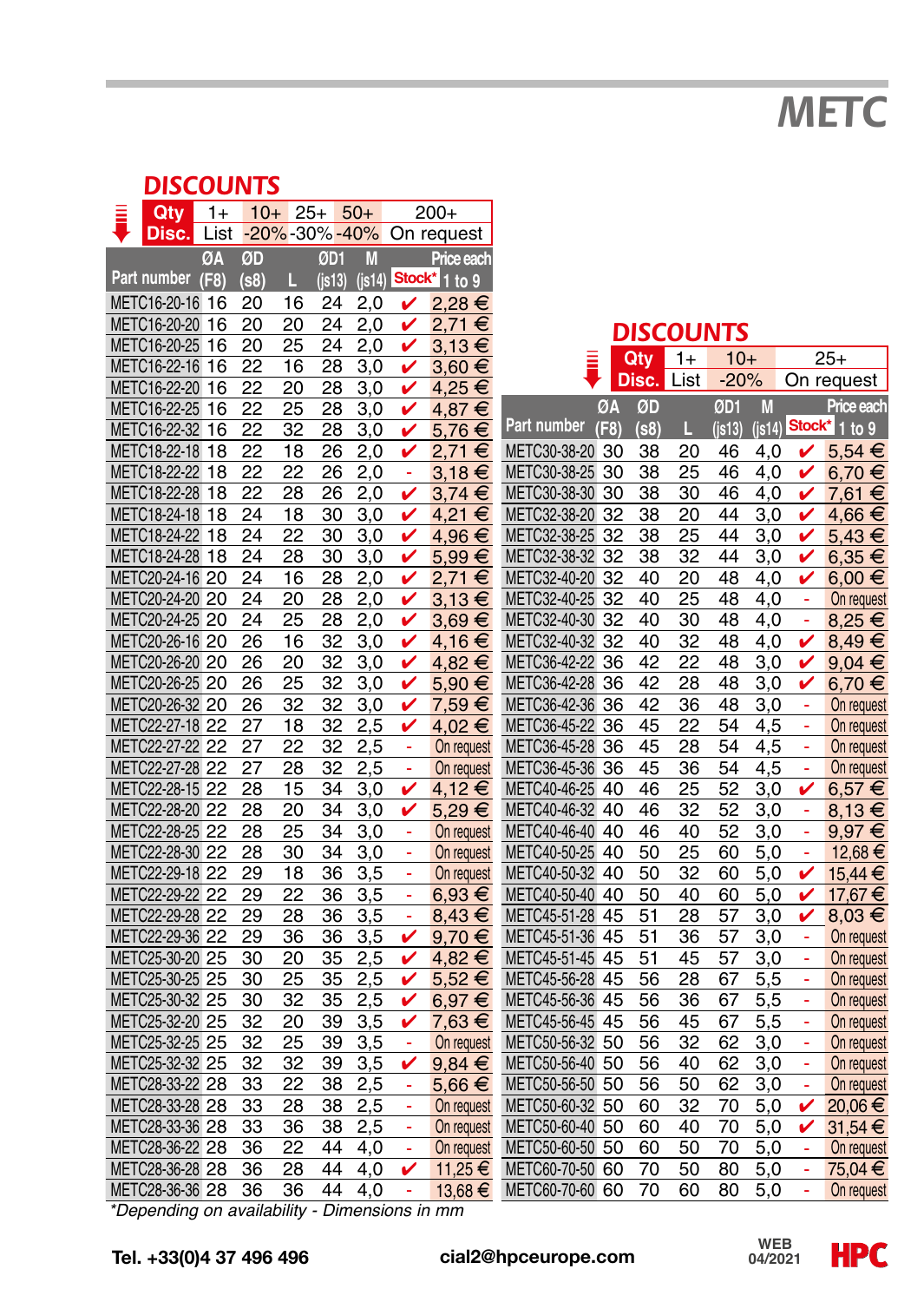# METC

## DISCOUNTS

| Qty | 1+ | 10+ | 25+ | 50+ | 200+ |
|---|---|---|---|---|---|
| Disc. | List | -20% | -30% | -40% | On request |

| Part number | ØA (F8) | ØD (s8) | L | ØD1 (js13) | M (js14) | Stock* | Price each 1 to 9 |
|---|---|---|---|---|---|---|---|
| METC16-20-16 | 16 | 20 | 16 | 24 | 2,0 | ✔ | 2,28 € |
| METC16-20-20 | 16 | 20 | 20 | 24 | 2,0 | ✔ | 2,71 € |
| METC16-20-25 | 16 | 20 | 25 | 24 | 2,0 | ✔ | 3,13 € |
| METC16-22-16 | 16 | 22 | 16 | 28 | 3,0 | ✔ | 3,60 € |
| METC16-22-20 | 16 | 22 | 20 | 28 | 3,0 | ✔ | 4,25 € |
| METC16-22-25 | 16 | 22 | 25 | 28 | 3,0 | ✔ | 4,87 € |
| METC16-22-32 | 16 | 22 | 32 | 28 | 3,0 | ✔ | 5,76 € |
| METC18-22-18 | 18 | 22 | 18 | 26 | 2,0 | ✔ | 2,71 € |
| METC18-22-22 | 18 | 22 | 22 | 26 | 2,0 | - | 3,18 € |
| METC18-22-28 | 18 | 22 | 28 | 26 | 2,0 | ✔ | 3,74 € |
| METC18-24-18 | 18 | 24 | 18 | 30 | 3,0 | ✔ | 4,21 € |
| METC18-24-22 | 18 | 24 | 22 | 30 | 3,0 | ✔ | 4,96 € |
| METC18-24-28 | 18 | 24 | 28 | 30 | 3,0 | ✔ | 5,99 € |
| METC20-24-16 | 20 | 24 | 16 | 28 | 2,0 | ✔ | 2,71 € |
| METC20-24-20 | 20 | 24 | 20 | 28 | 2,0 | ✔ | 3,13 € |
| METC20-24-25 | 20 | 24 | 25 | 28 | 2,0 | ✔ | 3,69 € |
| METC20-26-16 | 20 | 26 | 16 | 32 | 3,0 | ✔ | 4,16 € |
| METC20-26-20 | 20 | 26 | 20 | 32 | 3,0 | ✔ | 4,82 € |
| METC20-26-25 | 20 | 26 | 25 | 32 | 3,0 | ✔ | 5,90 € |
| METC20-26-32 | 20 | 26 | 32 | 32 | 3,0 | ✔ | 7,59 € |
| METC22-27-18 | 22 | 27 | 18 | 32 | 2,5 | ✔ | 4,02 € |
| METC22-27-22 | 22 | 27 | 22 | 32 | 2,5 | - | On request |
| METC22-27-28 | 22 | 27 | 28 | 32 | 2,5 | - | On request |
| METC22-28-15 | 22 | 28 | 15 | 34 | 3,0 | ✔ | 4,12 € |
| METC22-28-20 | 22 | 28 | 20 | 34 | 3,0 | ✔ | 5,29 € |
| METC22-28-25 | 22 | 28 | 25 | 34 | 3,0 | - | On request |
| METC22-28-30 | 22 | 28 | 30 | 34 | 3,0 | - | On request |
| METC22-29-18 | 22 | 29 | 18 | 36 | 3,5 | - | On request |
| METC22-29-22 | 22 | 29 | 22 | 36 | 3,5 | - | 6,93 € |
| METC22-29-28 | 22 | 29 | 28 | 36 | 3,5 | - | 8,43 € |
| METC22-29-36 | 22 | 29 | 36 | 36 | 3,5 | ✔ | 9,70 € |
| METC25-30-20 | 25 | 30 | 20 | 35 | 2,5 | ✔ | 4,82 € |
| METC25-30-25 | 25 | 30 | 25 | 35 | 2,5 | ✔ | 5,52 € |
| METC25-30-32 | 25 | 30 | 32 | 35 | 2,5 | ✔ | 6,97 € |
| METC25-32-20 | 25 | 32 | 20 | 39 | 3,5 | ✔ | 7,63 € |
| METC25-32-25 | 25 | 32 | 25 | 39 | 3,5 | - | On request |
| METC25-32-32 | 25 | 32 | 32 | 39 | 3,5 | ✔ | 9,84 € |
| METC28-33-22 | 28 | 33 | 22 | 38 | 2,5 | - | 5,66 € |
| METC28-33-28 | 28 | 33 | 28 | 38 | 2,5 | - | On request |
| METC28-33-36 | 28 | 33 | 36 | 38 | 2,5 | - | On request |
| METC28-36-22 | 28 | 36 | 22 | 44 | 4,0 | - | On request |
| METC28-36-28 | 28 | 36 | 28 | 44 | 4,0 | ✔ | 11,25 € |
| METC28-36-36 | 28 | 36 | 36 | 44 | 4,0 | - | 13,68 € |

*Depending on availability - Dimensions in mm

## DISCOUNTS

| Qty | 1+ | 10+ | 25+ |
|---|---|---|---|
| Disc. | List | -20% | On request |

| Part number | ØA (F8) | ØD (s8) | L | ØD1 (js13) | M (js14) | Stock* | Price each 1 to 9 |
|---|---|---|---|---|---|---|---|
| METC30-38-20 | 30 | 38 | 20 | 46 | 4,0 | ✔ | 5,54 € |
| METC30-38-25 | 30 | 38 | 25 | 46 | 4,0 | ✔ | 6,70 € |
| METC30-38-30 | 30 | 38 | 30 | 46 | 4,0 | ✔ | 7,61 € |
| METC32-38-20 | 32 | 38 | 20 | 44 | 3,0 | ✔ | 4,66 € |
| METC32-38-25 | 32 | 38 | 25 | 44 | 3,0 | ✔ | 5,43 € |
| METC32-38-32 | 32 | 38 | 32 | 44 | 3,0 | ✔ | 6,35 € |
| METC32-40-20 | 32 | 40 | 20 | 48 | 4,0 | ✔ | 6,00 € |
| METC32-40-25 | 32 | 40 | 25 | 48 | 4,0 | - | On request |
| METC32-40-30 | 32 | 40 | 30 | 48 | 4,0 | - | 8,25 € |
| METC32-40-32 | 32 | 40 | 32 | 48 | 4,0 | ✔ | 8,49 € |
| METC36-42-22 | 36 | 42 | 22 | 48 | 3,0 | ✔ | 9,04 € |
| METC36-42-28 | 36 | 42 | 28 | 48 | 3,0 | ✔ | 6,70 € |
| METC36-42-36 | 36 | 42 | 36 | 48 | 3,0 | - | On request |
| METC36-45-22 | 36 | 45 | 22 | 54 | 4,5 | - | On request |
| METC36-45-28 | 36 | 45 | 28 | 54 | 4,5 | - | On request |
| METC36-45-36 | 36 | 45 | 36 | 54 | 4,5 | - | On request |
| METC40-46-25 | 40 | 46 | 25 | 52 | 3,0 | ✔ | 6,57 € |
| METC40-46-32 | 40 | 46 | 32 | 52 | 3,0 | - | 8,13 € |
| METC40-46-40 | 40 | 46 | 40 | 52 | 3,0 | - | 9,97 € |
| METC40-50-25 | 40 | 50 | 25 | 60 | 5,0 | - | 12,68 € |
| METC40-50-32 | 40 | 50 | 32 | 60 | 5,0 | ✔ | 15,44 € |
| METC40-50-40 | 40 | 50 | 40 | 60 | 5,0 | ✔ | 17,67 € |
| METC45-51-28 | 45 | 51 | 28 | 57 | 3,0 | ✔ | 8,03 € |
| METC45-51-36 | 45 | 51 | 36 | 57 | 3,0 | - | On request |
| METC45-51-45 | 45 | 51 | 45 | 57 | 3,0 | - | On request |
| METC45-56-28 | 45 | 56 | 28 | 67 | 5,5 | - | On request |
| METC45-56-36 | 45 | 56 | 36 | 67 | 5,5 | - | On request |
| METC45-56-45 | 45 | 56 | 45 | 67 | 5,5 | - | On request |
| METC50-56-32 | 50 | 56 | 32 | 62 | 3,0 | - | On request |
| METC50-56-40 | 50 | 56 | 40 | 62 | 3,0 | - | On request |
| METC50-56-50 | 50 | 56 | 50 | 62 | 3,0 | - | On request |
| METC50-60-32 | 50 | 60 | 32 | 70 | 5,0 | ✔ | 20,06 € |
| METC50-60-40 | 50 | 60 | 40 | 70 | 5,0 | ✔ | 31,54 € |
| METC50-60-50 | 50 | 60 | 50 | 70 | 5,0 | - | On request |
| METC60-70-50 | 60 | 70 | 50 | 80 | 5,0 | - | 75,04 € |
| METC60-70-60 | 60 | 70 | 60 | 80 | 5,0 | - | On request |

Tel. +33(0)4 37 496 496 cial2@hpceurope.com WEB 04/2021 HPC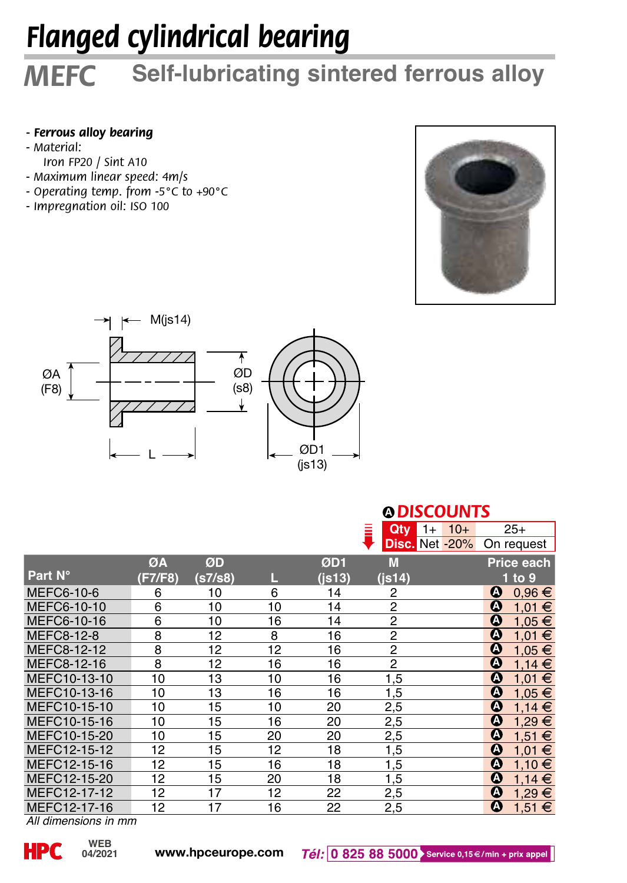# Flanged cylindrical bearing

## MEFC Self-lubricating sintered ferrous alloy

- ***Ferrous alloy bearing***
- *Material:*
  *Iron FP20 / Sint A10*
- *Maximum linear speed: 4m/s*
- *Operating temp. from -5°C to +90°C*
- *Impregnation oil: ISO 100*

M(js14)

ØA (F8)

ØD (s8)

L

ØD1 (js13)

### Ⓐ DISCOUNTS

| Qty | 1+ | 10+ | 25+ |
|---|---|---|---|
| Disc. | Net | -20% | On request |

| Part N° | ØA (F7/F8) | ØD (s7/s8) | L | ØD1 (js13) | M (js14) | Price each 1 to 9 |
|---|---|---|---|---|---|---|
| MEFC6-10-6 | 6 | 10 | 6 | 14 | 2 | Ⓐ 0,96 € |
| MEFC6-10-10 | 6 | 10 | 10 | 14 | 2 | Ⓐ 1,01 € |
| MEFC6-10-16 | 6 | 10 | 16 | 14 | 2 | Ⓐ 1,05 € |
| MEFC8-12-8 | 8 | 12 | 8 | 16 | 2 | Ⓐ 1,01 € |
| MEFC8-12-12 | 8 | 12 | 12 | 16 | 2 | Ⓐ 1,05 € |
| MEFC8-12-16 | 8 | 12 | 16 | 16 | 2 | Ⓐ 1,14 € |
| MEFC10-13-10 | 10 | 13 | 10 | 16 | 1,5 | Ⓐ 1,01 € |
| MEFC10-13-16 | 10 | 13 | 16 | 16 | 1,5 | Ⓐ 1,05 € |
| MEFC10-15-10 | 10 | 15 | 10 | 20 | 2,5 | Ⓐ 1,14 € |
| MEFC10-15-16 | 10 | 15 | 16 | 20 | 2,5 | Ⓐ 1,29 € |
| MEFC10-15-20 | 10 | 15 | 20 | 20 | 2,5 | Ⓐ 1,51 € |
| MEFC12-15-12 | 12 | 15 | 12 | 18 | 1,5 | Ⓐ 1,01 € |
| MEFC12-15-16 | 12 | 15 | 16 | 18 | 1,5 | Ⓐ 1,10 € |
| MEFC12-15-20 | 12 | 15 | 20 | 18 | 1,5 | Ⓐ 1,14 € |
| MEFC12-17-12 | 12 | 17 | 12 | 22 | 2,5 | Ⓐ 1,29 € |
| MEFC12-17-16 | 12 | 17 | 16 | 22 | 2,5 | Ⓐ 1,51 € |

*All dimensions in mm*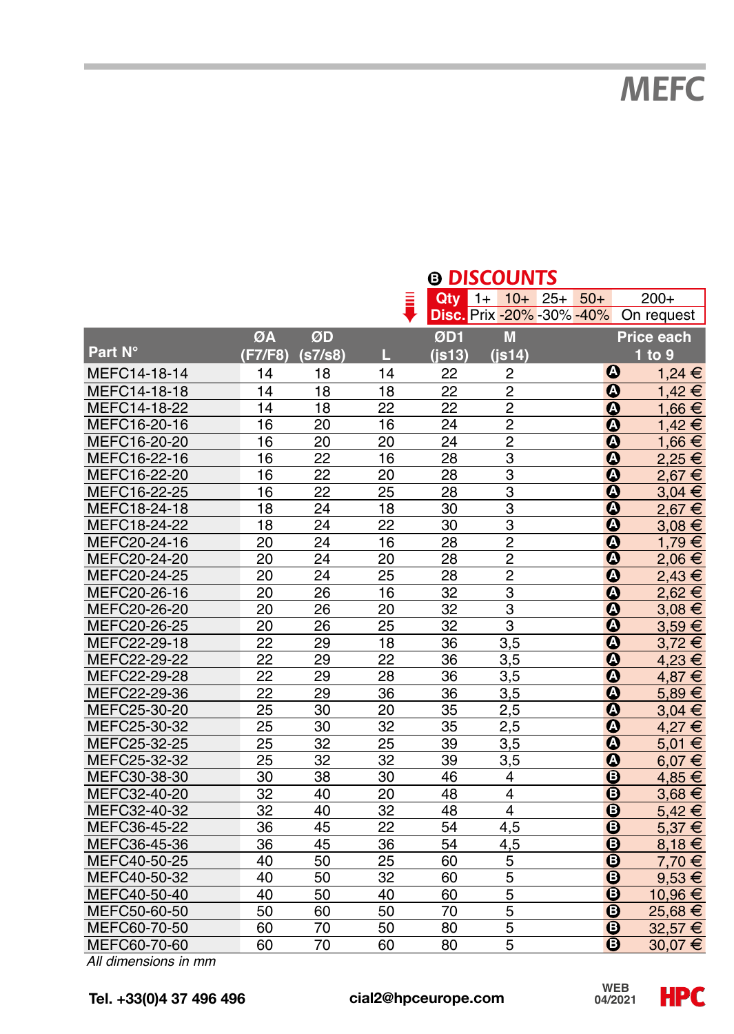# MEFC

**B DISCOUNTS**

| Qty | 1+ | 10+ | 25+ | 50+ | 200+ |
|---|---|---|---|---|---|
| Disc. | Prix | -20% | -30% | -40% | On request |

| Part N° | ØA (F7/F8) | ØD (s7/s8) | L | ØD1 (js13) | M (js14) | | Price each 1 to 9 |
|---|---|---|---|---|---|---|---|
| MEFC14-18-14 | 14 | 18 | 14 | 22 | 2 | A | 1,24 € |
| MEFC14-18-18 | 14 | 18 | 18 | 22 | 2 | A | 1,42 € |
| MEFC14-18-22 | 14 | 18 | 22 | 22 | 2 | A | 1,66 € |
| MEFC16-20-16 | 16 | 20 | 16 | 24 | 2 | A | 1,42 € |
| MEFC16-20-20 | 16 | 20 | 20 | 24 | 2 | A | 1,66 € |
| MEFC16-22-16 | 16 | 22 | 16 | 28 | 3 | A | 2,25 € |
| MEFC16-22-20 | 16 | 22 | 20 | 28 | 3 | A | 2,67 € |
| MEFC16-22-25 | 16 | 22 | 25 | 28 | 3 | A | 3,04 € |
| MEFC18-24-18 | 18 | 24 | 18 | 30 | 3 | A | 2,67 € |
| MEFC18-24-22 | 18 | 24 | 22 | 30 | 3 | A | 3,08 € |
| MEFC20-24-16 | 20 | 24 | 16 | 28 | 2 | A | 1,79 € |
| MEFC20-24-20 | 20 | 24 | 20 | 28 | 2 | A | 2,06 € |
| MEFC20-24-25 | 20 | 24 | 25 | 28 | 2 | A | 2,43 € |
| MEFC20-26-16 | 20 | 26 | 16 | 32 | 3 | A | 2,62 € |
| MEFC20-26-20 | 20 | 26 | 20 | 32 | 3 | A | 3,08 € |
| MEFC20-26-25 | 20 | 26 | 25 | 32 | 3 | A | 3,59 € |
| MEFC22-29-18 | 22 | 29 | 18 | 36 | 3,5 | A | 3,72 € |
| MEFC22-29-22 | 22 | 29 | 22 | 36 | 3,5 | A | 4,23 € |
| MEFC22-29-28 | 22 | 29 | 28 | 36 | 3,5 | A | 4,87 € |
| MEFC22-29-36 | 22 | 29 | 36 | 36 | 3,5 | A | 5,89 € |
| MEFC25-30-20 | 25 | 30 | 20 | 35 | 2,5 | A | 3,04 € |
| MEFC25-30-32 | 25 | 30 | 32 | 35 | 2,5 | A | 4,27 € |
| MEFC25-32-25 | 25 | 32 | 25 | 39 | 3,5 | A | 5,01 € |
| MEFC25-32-32 | 25 | 32 | 32 | 39 | 3,5 | A | 6,07 € |
| MEFC30-38-30 | 30 | 38 | 30 | 46 | 4 | B | 4,85 € |
| MEFC32-40-20 | 32 | 40 | 20 | 48 | 4 | B | 3,68 € |
| MEFC32-40-32 | 32 | 40 | 32 | 48 | 4 | B | 5,42 € |
| MEFC36-45-22 | 36 | 45 | 22 | 54 | 4,5 | B | 5,37 € |
| MEFC36-45-36 | 36 | 45 | 36 | 54 | 4,5 | B | 8,18 € |
| MEFC40-50-25 | 40 | 50 | 25 | 60 | 5 | B | 7,70 € |
| MEFC40-50-32 | 40 | 50 | 32 | 60 | 5 | B | 9,53 € |
| MEFC40-50-40 | 40 | 50 | 40 | 60 | 5 | B | 10,96 € |
| MEFC50-60-50 | 50 | 60 | 50 | 70 | 5 | B | 25,68 € |
| MEFC60-70-50 | 60 | 70 | 50 | 80 | 5 | B | 32,57 € |
| MEFC60-70-60 | 60 | 70 | 60 | 80 | 5 | B | 30,07 € |

*All dimensions in mm*

**Tel. +33(0)4 37 496 496** **cial2@hpceurope.com** WEB 04/2021 HPC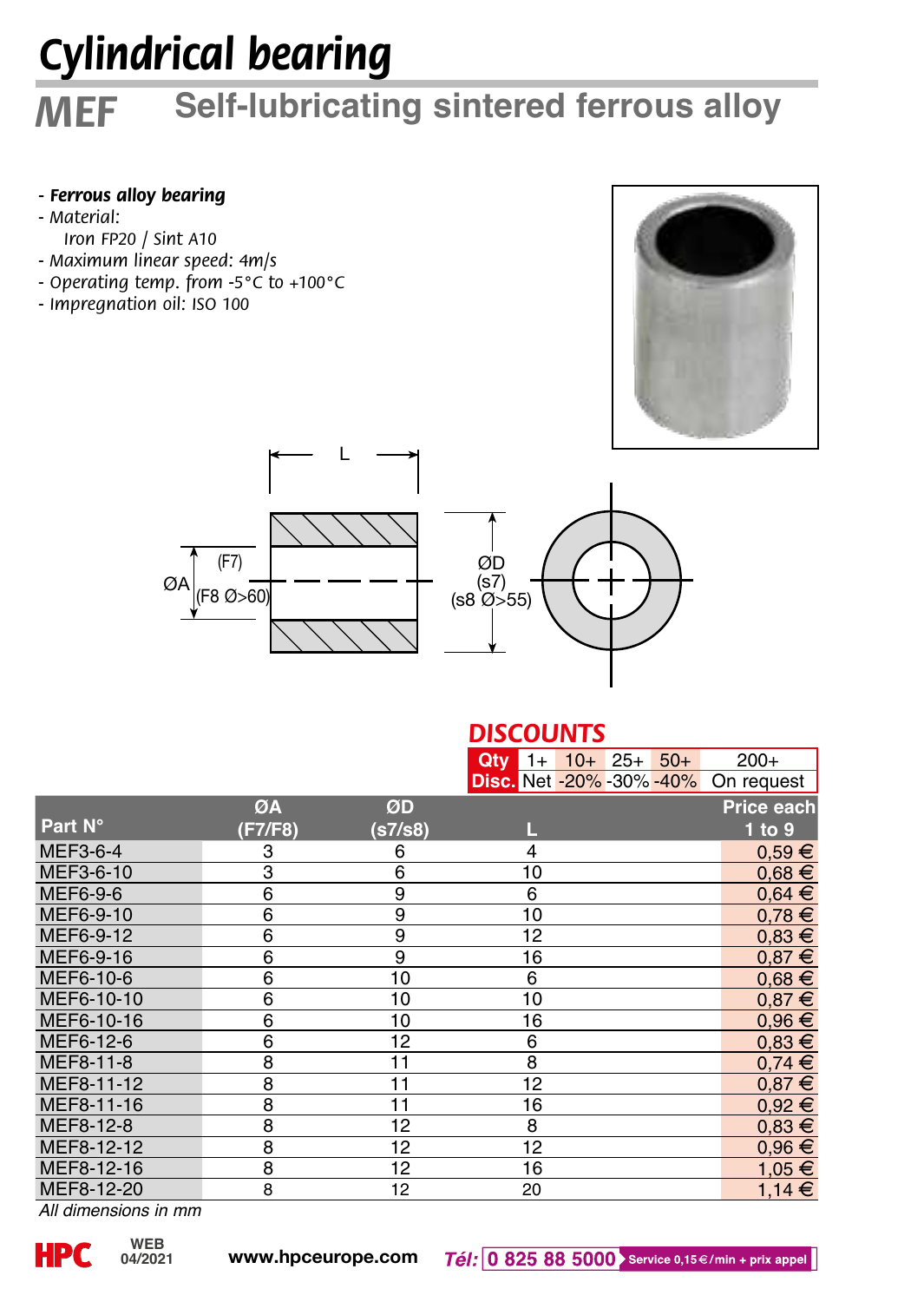# Cylindrical bearing

## MEF Self-lubricating sintered ferrous alloy

- ***Ferrous alloy bearing***
- *Material:*
  *Iron FP20 / Sint A10*
- *Maximum linear speed: 4m/s*
- *Operating temp. from -5°C to +100°C*
- *Impregnation oil: ISO 100*

L

ØA (F7) (F8 Ø>60)

ØD (s7) (s8 Ø>55)

### DISCOUNTS

| Qty | 1+ | 10+ | 25+ | 50+ | 200+ |
|---|---|---|---|---|---|
| Disc. | Net | -20% | -30% | -40% | On request |

| Part N° | ØA (F7/F8) | ØD (s7/s8) | L | Price each 1 to 9 |
|---|---|---|---|---|
| MEF3-6-4 | 3 | 6 | 4 | 0,59 € |
| MEF3-6-10 | 3 | 6 | 10 | 0,68 € |
| MEF6-9-6 | 6 | 9 | 6 | 0,64 € |
| MEF6-9-10 | 6 | 9 | 10 | 0,78 € |
| MEF6-9-12 | 6 | 9 | 12 | 0,83 € |
| MEF6-9-16 | 6 | 9 | 16 | 0,87 € |
| MEF6-10-6 | 6 | 10 | 6 | 0,68 € |
| MEF6-10-10 | 6 | 10 | 10 | 0,87 € |
| MEF6-10-16 | 6 | 10 | 16 | 0,96 € |
| MEF6-12-6 | 6 | 12 | 6 | 0,83 € |
| MEF8-11-8 | 8 | 11 | 8 | 0,74 € |
| MEF8-11-12 | 8 | 11 | 12 | 0,87 € |
| MEF8-11-16 | 8 | 11 | 16 | 0,92 € |
| MEF8-12-8 | 8 | 12 | 8 | 0,83 € |
| MEF8-12-12 | 8 | 12 | 12 | 0,96 € |
| MEF8-12-16 | 8 | 12 | 16 | 1,05 € |
| MEF8-12-20 | 8 | 12 | 20 | 1,14 € |

*All dimensions in mm*

HPC WEB 04/2021 www.hpceurope.com *Tél:* 0 825 88 5000 Service 0,15 €/min + prix appel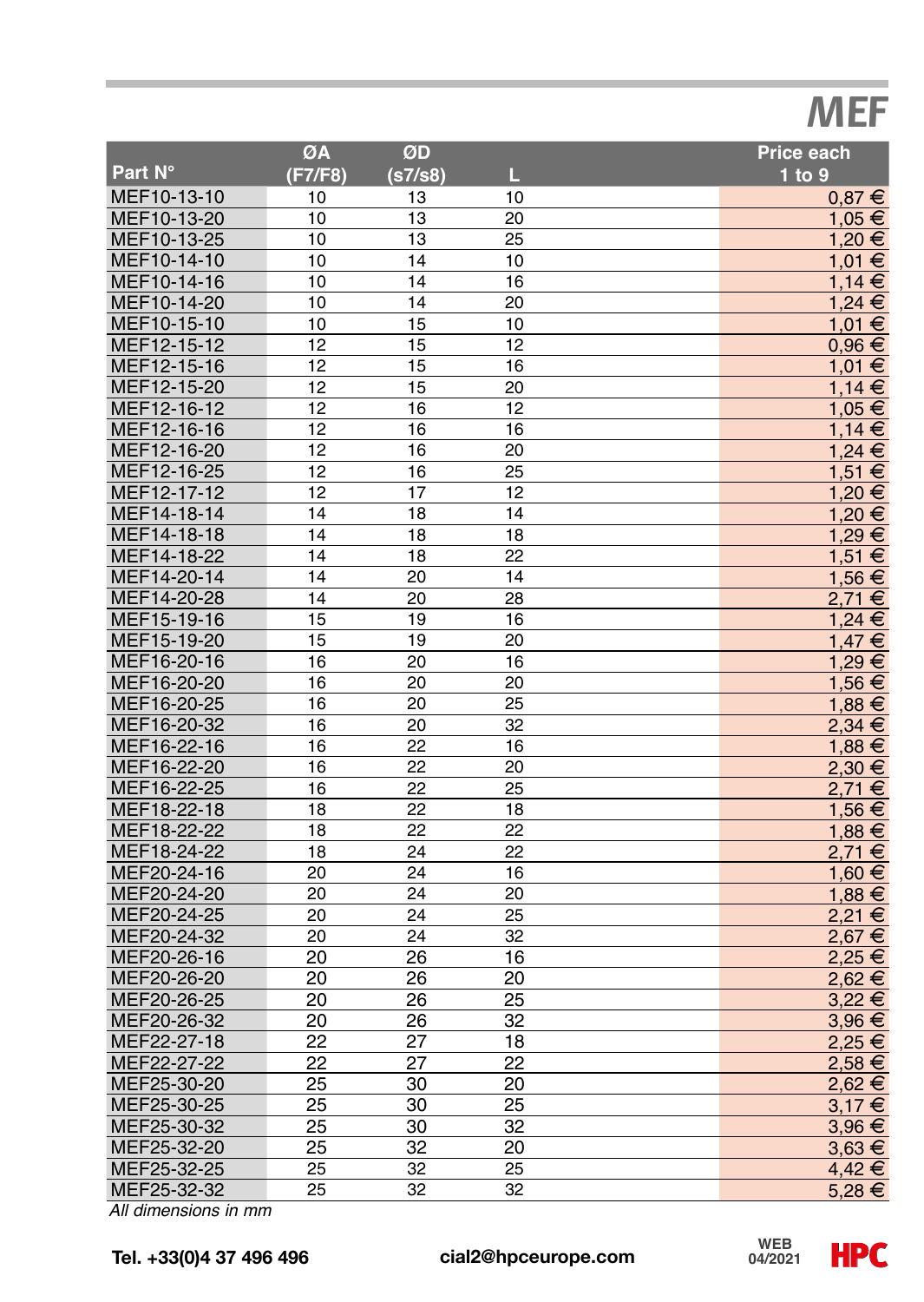# MEF

| Part N° | ØA (F7/F8) | ØD (s7/s8) | L | Price each 1 to 9 |
|---|---|---|---|---|
| MEF10-13-10 | 10 | 13 | 10 | 0,87 € |
| MEF10-13-20 | 10 | 13 | 20 | 1,05 € |
| MEF10-13-25 | 10 | 13 | 25 | 1,20 € |
| MEF10-14-10 | 10 | 14 | 10 | 1,01 € |
| MEF10-14-16 | 10 | 14 | 16 | 1,14 € |
| MEF10-14-20 | 10 | 14 | 20 | 1,24 € |
| MEF10-15-10 | 10 | 15 | 10 | 1,01 € |
| MEF12-15-12 | 12 | 15 | 12 | 0,96 € |
| MEF12-15-16 | 12 | 15 | 16 | 1,01 € |
| MEF12-15-20 | 12 | 15 | 20 | 1,14 € |
| MEF12-16-12 | 12 | 16 | 12 | 1,05 € |
| MEF12-16-16 | 12 | 16 | 16 | 1,14 € |
| MEF12-16-20 | 12 | 16 | 20 | 1,24 € |
| MEF12-16-25 | 12 | 16 | 25 | 1,51 € |
| MEF12-17-12 | 12 | 17 | 12 | 1,20 € |
| MEF14-18-14 | 14 | 18 | 14 | 1,20 € |
| MEF14-18-18 | 14 | 18 | 18 | 1,29 € |
| MEF14-18-22 | 14 | 18 | 22 | 1,51 € |
| MEF14-20-14 | 14 | 20 | 14 | 1,56 € |
| MEF14-20-28 | 14 | 20 | 28 | 2,71 € |
| MEF15-19-16 | 15 | 19 | 16 | 1,24 € |
| MEF15-19-20 | 15 | 19 | 20 | 1,47 € |
| MEF16-20-16 | 16 | 20 | 16 | 1,29 € |
| MEF16-20-20 | 16 | 20 | 20 | 1,56 € |
| MEF16-20-25 | 16 | 20 | 25 | 1,88 € |
| MEF16-20-32 | 16 | 20 | 32 | 2,34 € |
| MEF16-22-16 | 16 | 22 | 16 | 1,88 € |
| MEF16-22-20 | 16 | 22 | 20 | 2,30 € |
| MEF16-22-25 | 16 | 22 | 25 | 2,71 € |
| MEF18-22-18 | 18 | 22 | 18 | 1,56 € |
| MEF18-22-22 | 18 | 22 | 22 | 1,88 € |
| MEF18-24-22 | 18 | 24 | 22 | 2,71 € |
| MEF20-24-16 | 20 | 24 | 16 | 1,60 € |
| MEF20-24-20 | 20 | 24 | 20 | 1,88 € |
| MEF20-24-25 | 20 | 24 | 25 | 2,21 € |
| MEF20-24-32 | 20 | 24 | 32 | 2,67 € |
| MEF20-26-16 | 20 | 26 | 16 | 2,25 € |
| MEF20-26-20 | 20 | 26 | 20 | 2,62 € |
| MEF20-26-25 | 20 | 26 | 25 | 3,22 € |
| MEF20-26-32 | 20 | 26 | 32 | 3,96 € |
| MEF22-27-18 | 22 | 27 | 18 | 2,25 € |
| MEF22-27-22 | 22 | 27 | 22 | 2,58 € |
| MEF25-30-20 | 25 | 30 | 20 | 2,62 € |
| MEF25-30-25 | 25 | 30 | 25 | 3,17 € |
| MEF25-30-32 | 25 | 30 | 32 | 3,96 € |
| MEF25-32-20 | 25 | 32 | 20 | 3,63 € |
| MEF25-32-25 | 25 | 32 | 25 | 4,42 € |
| MEF25-32-32 | 25 | 32 | 32 | 5,28 € |

*All dimensions in mm*

**Tel. +33(0)4 37 496 496** **cial2@hpceurope.com** **WEB 04/2021** **HPC**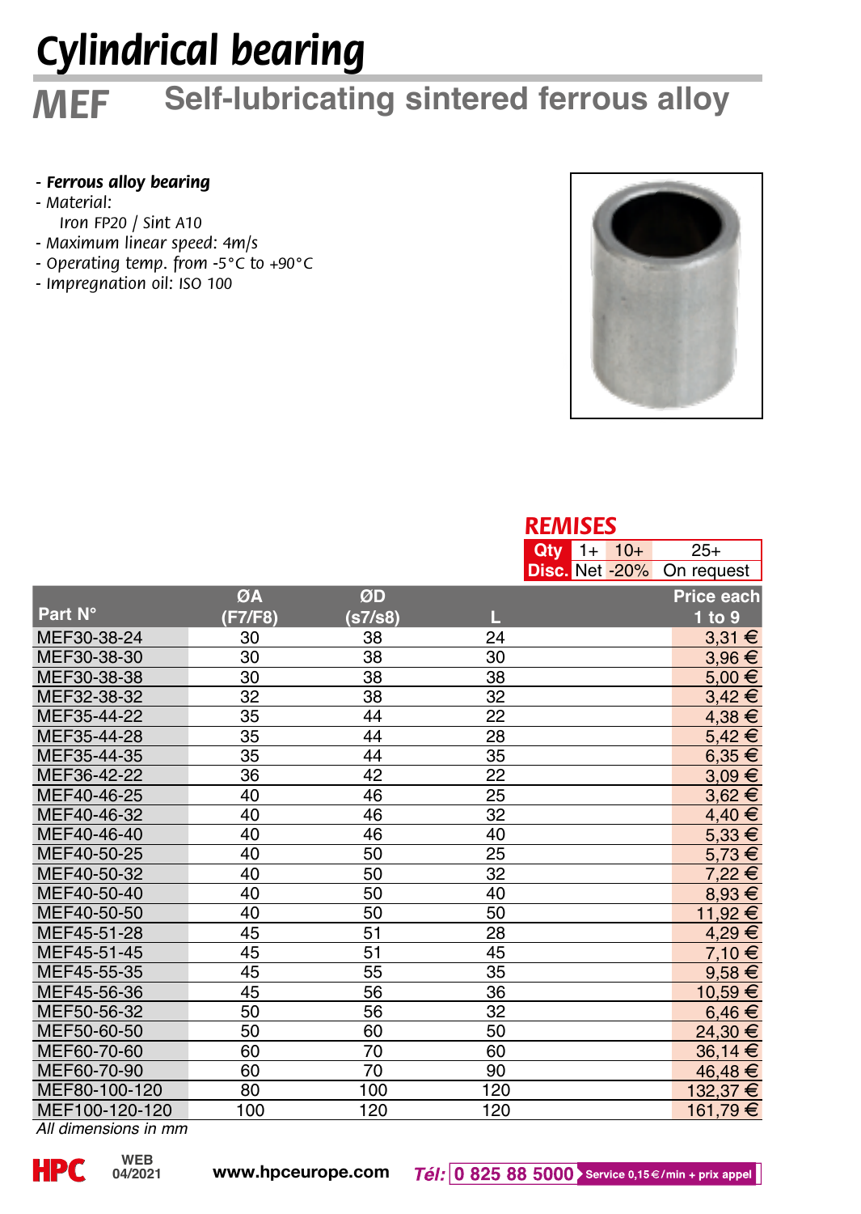# Cylindrical bearing

## MEF Self-lubricating sintered ferrous alloy

- ***Ferrous alloy bearing***
- *Material:*
  *Iron FP20 / Sint A10*
- *Maximum linear speed: 4m/s*
- *Operating temp. from -5°C to +90°C*
- *Impregnation oil: ISO 100*

**REMISES**

| Qty | 1+ | 10+ | 25+ |
|---|---|---|---|
| Disc. | Net | -20% | On request |

| Part N° | ØA (F7/F8) | ØD (s7/s8) | L | Price each 1 to 9 |
|---|---|---|---|---|
| MEF30-38-24 | 30 | 38 | 24 | 3,31 € |
| MEF30-38-30 | 30 | 38 | 30 | 3,96 € |
| MEF30-38-38 | 30 | 38 | 38 | 5,00 € |
| MEF32-38-32 | 32 | 38 | 32 | 3,42 € |
| MEF35-44-22 | 35 | 44 | 22 | 4,38 € |
| MEF35-44-28 | 35 | 44 | 28 | 5,42 € |
| MEF35-44-35 | 35 | 44 | 35 | 6,35 € |
| MEF36-42-22 | 36 | 42 | 22 | 3,09 € |
| MEF40-46-25 | 40 | 46 | 25 | 3,62 € |
| MEF40-46-32 | 40 | 46 | 32 | 4,40 € |
| MEF40-46-40 | 40 | 46 | 40 | 5,33 € |
| MEF40-50-25 | 40 | 50 | 25 | 5,73 € |
| MEF40-50-32 | 40 | 50 | 32 | 7,22 € |
| MEF40-50-40 | 40 | 50 | 40 | 8,93 € |
| MEF40-50-50 | 40 | 50 | 50 | 11,92 € |
| MEF45-51-28 | 45 | 51 | 28 | 4,29 € |
| MEF45-51-45 | 45 | 51 | 45 | 7,10 € |
| MEF45-55-35 | 45 | 55 | 35 | 9,58 € |
| MEF45-56-36 | 45 | 56 | 36 | 10,59 € |
| MEF50-56-32 | 50 | 56 | 32 | 6,46 € |
| MEF50-60-50 | 50 | 60 | 50 | 24,30 € |
| MEF60-70-60 | 60 | 70 | 60 | 36,14 € |
| MEF60-70-90 | 60 | 70 | 90 | 46,48 € |
| MEF80-100-120 | 80 | 100 | 120 | 132,37 € |
| MEF100-120-120 | 100 | 120 | 120 | 161,79 € |

*All dimensions in mm*

HPC WEB 04/2021 www.hpceurope.com *Tél:* 0 825 88 5000 Service 0,15 €/min + prix appel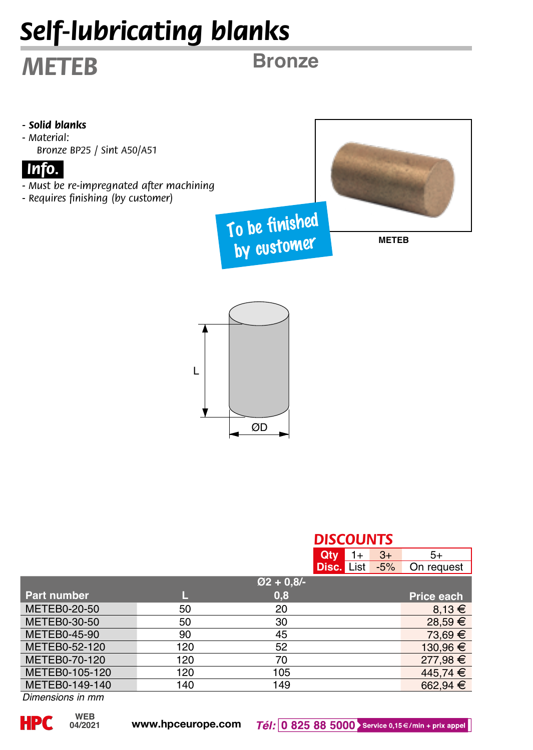# Self-lubricating blanks

## METEB

Bronze

- ***Solid blanks***
- *Material:*
  Bronze BP25 / Sint A50/A51

**Info.**

- *Must be re-impregnated after machining*
- *Requires finishing (by customer)*

To be finished by customer

METEB

L

ØD

## DISCOUNTS

| Qty | 1+ | 3+ | 5+ |
|---|---|---|---|
| Disc. | List | -5% | On request |

| Part number | L | Ø2 + 0,8/- 0,8 | Price each |
|---|---|---|---|
| METEB0-20-50 | 50 | 20 | 8,13 € |
| METEB0-30-50 | 50 | 30 | 28,59 € |
| METEB0-45-90 | 90 | 45 | 73,69 € |
| METEB0-52-120 | 120 | 52 | 130,96 € |
| METEB0-70-120 | 120 | 70 | 277,98 € |
| METEB0-105-120 | 120 | 105 | 445,74 € |
| METEB0-149-140 | 140 | 149 | 662,94 € |

*Dimensions in mm*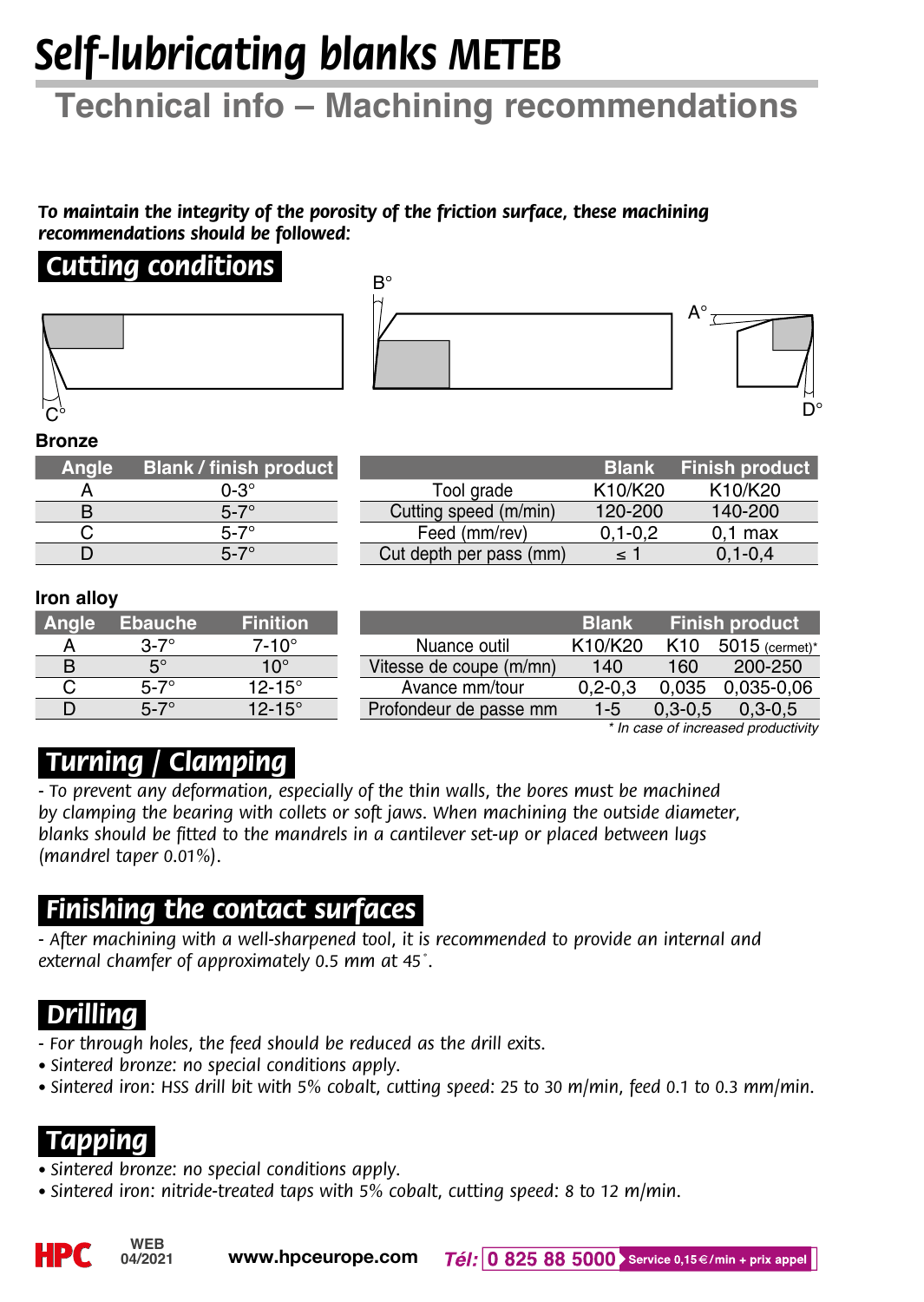# Self-lubricating blanks METEB

## Technical info – Machining recommendations

***To maintain the integrity of the porosity of the friction surface, these machining recommendations should be followed:***

## Cutting conditions

B° A° C° D°

### Bronze

| Angle | Blank / finish product |
|---|---|
| A | 0-3° |
| B | 5-7° |
| C | 5-7° |
| D | 5-7° |

| | Blank | Finish product |
|---|---|---|
| Tool grade | K10/K20 | K10/K20 |
| Cutting speed (m/min) | 120-200 | 140-200 |
| Feed (mm/rev) | 0,1-0,2 | 0,1 max |
| Cut depth per pass (mm) | ≤ 1 | 0,1-0,4 |

### Iron alloy

| Angle | Ebauche | Finition |
|---|---|---|
| A | 3-7° | 7-10° |
| B | 5° | 10° |
| C | 5-7° | 12-15° |
| D | 5-7° | 12-15° |

| | Blank | Finish product | |
|---|---|---|---|
| Nuance outil | K10/K20 | K10 | 5015 (cermet)* |
| Vitesse de coupe (m/mn) | 140 | 160 | 200-250 |
| Avance mm/tour | 0,2-0,3 | 0,035 | 0,035-0,06 |
| Profondeur de passe mm | 1-5 | 0,3-0,5 | 0,3-0,5 |

*\* In case of increased productivity*

## Turning / Clamping

*- To prevent any deformation, especially of the thin walls, the bores must be machined by clamping the bearing with collets or soft jaws. When machining the outside diameter, blanks should be fitted to the mandrels in a cantilever set-up or placed between lugs (mandrel taper 0.01%).*

## Finishing the contact surfaces

*- After machining with a well-sharpened tool, it is recommended to provide an internal and external chamfer of approximately 0.5 mm at 45°.*

## Drilling

*- For through holes, the feed should be reduced as the drill exits.*
- *Sintered bronze: no special conditions apply.*
- *Sintered iron: HSS drill bit with 5% cobalt, cutting speed: 25 to 30 m/min, feed 0.1 to 0.3 mm/min.*

## Tapping

- *Sintered bronze: no special conditions apply.*
- *Sintered iron: nitride-treated taps with 5% cobalt, cutting speed: 8 to 12 m/min.*

HPC WEB 04/2021 www.hpceurope.com Tél: 0 825 88 5000 Service 0,15€/min + prix appel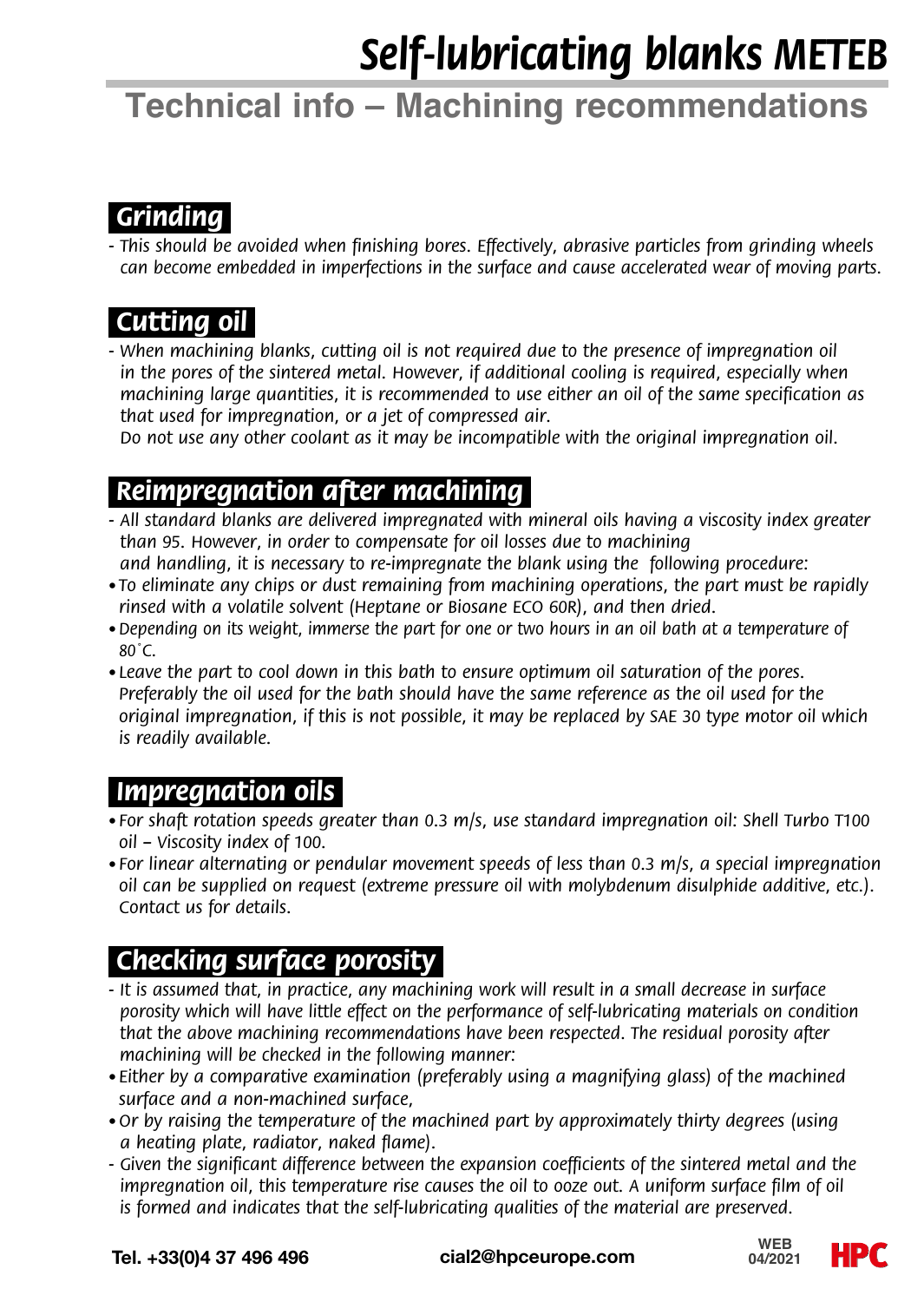# *Self-lubricating blanks METEB*

## Technical info – Machining recommendations

### *Grinding*

*- This should be avoided when finishing bores. Effectively, abrasive particles from grinding wheels can become embedded in imperfections in the surface and cause accelerated wear of moving parts.*

### *Cutting oil*

*- When machining blanks, cutting oil is not required due to the presence of impregnation oil in the pores of the sintered metal. However, if additional cooling is required, especially when machining large quantities, it is recommended to use either an oil of the same specification as that used for impregnation, or a jet of compressed air.*
*Do not use any other coolant as it may be incompatible with the original impregnation oil.*

### *Reimpregnation after machining*

*- All standard blanks are delivered impregnated with mineral oils having a viscosity index greater than 95. However, in order to compensate for oil losses due to machining and handling, it is necessary to re-impregnate the blank using the following procedure:*

- *To eliminate any chips or dust remaining from machining operations, the part must be rapidly rinsed with a volatile solvent (Heptane or Biosane ECO 60R), and then dried.*
- *Depending on its weight, immerse the part for one or two hours in an oil bath at a temperature of 80°C.*
- *Leave the part to cool down in this bath to ensure optimum oil saturation of the pores. Preferably the oil used for the bath should have the same reference as the oil used for the original impregnation, if this is not possible, it may be replaced by SAE 30 type motor oil which is readily available.*

### *Impregnation oils*

- *For shaft rotation speeds greater than 0.3 m/s, use standard impregnation oil: Shell Turbo T100 oil – Viscosity index of 100.*
- *For linear alternating or pendular movement speeds of less than 0.3 m/s, a special impregnation oil can be supplied on request (extreme pressure oil with molybdenum disulphide additive, etc.). Contact us for details.*

### *Checking surface porosity*

*- It is assumed that, in practice, any machining work will result in a small decrease in surface porosity which will have little effect on the performance of self-lubricating materials on condition that the above machining recommendations have been respected. The residual porosity after machining will be checked in the following manner:*

- *Either by a comparative examination (preferably using a magnifying glass) of the machined surface and a non-machined surface,*
- *Or by raising the temperature of the machined part by approximately thirty degrees (using a heating plate, radiator, naked flame).*

*- Given the significant difference between the expansion coefficients of the sintered metal and the impregnation oil, this temperature rise causes the oil to ooze out. A uniform surface film of oil is formed and indicates that the self-lubricating qualities of the material are preserved.*

**Tel. +33(0)4 37 496 496** **cial2@hpceurope.com** **WEB 04/2021** **HPC**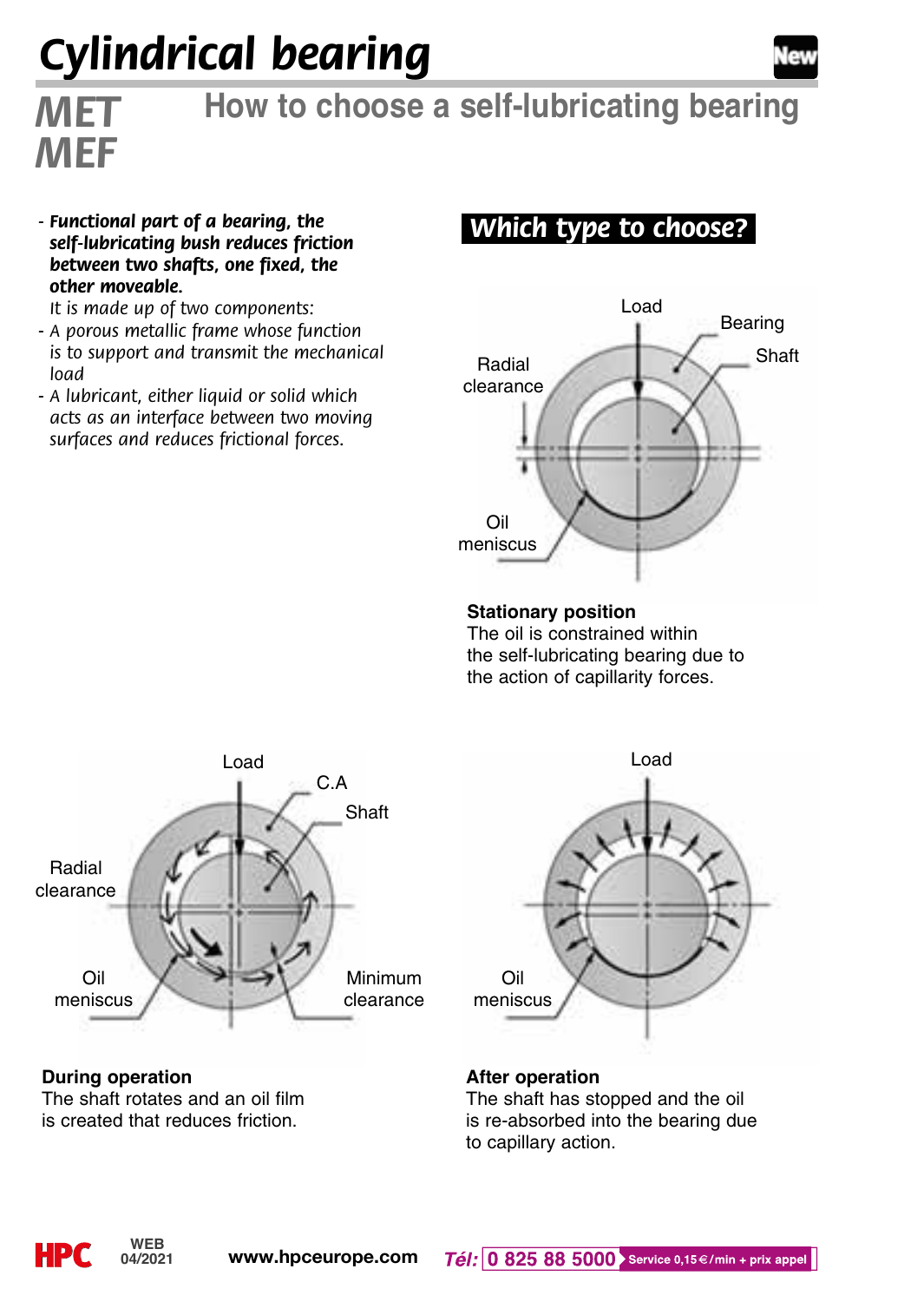# Cylindrical bearing

## MET MEF

## How to choose a self-lubricating bearing

- ***Functional part of a bearing, the self-lubricating bush reduces friction between two shafts, one fixed, the other moveable.***
  *It is made up of two components:*
- *A porous metallic frame whose function is to support and transmit the mechanical load*
- *A lubricant, either liquid or solid which acts as an interface between two moving surfaces and reduces frictional forces.*

### *Which type to choose?*

Load
Bearing
Shaft
Radial clearance
Oil meniscus

**Stationary position**
The oil is constrained within the self-lubricating bearing due to the action of capillarity forces.

Load
C.A
Shaft
Radial clearance
Oil meniscus
Minimum clearance

**During operation**
The shaft rotates and an oil film is created that reduces friction.

Load
Oil meniscus

**After operation**
The shaft has stopped and the oil is re-absorbed into the bearing due to capillary action.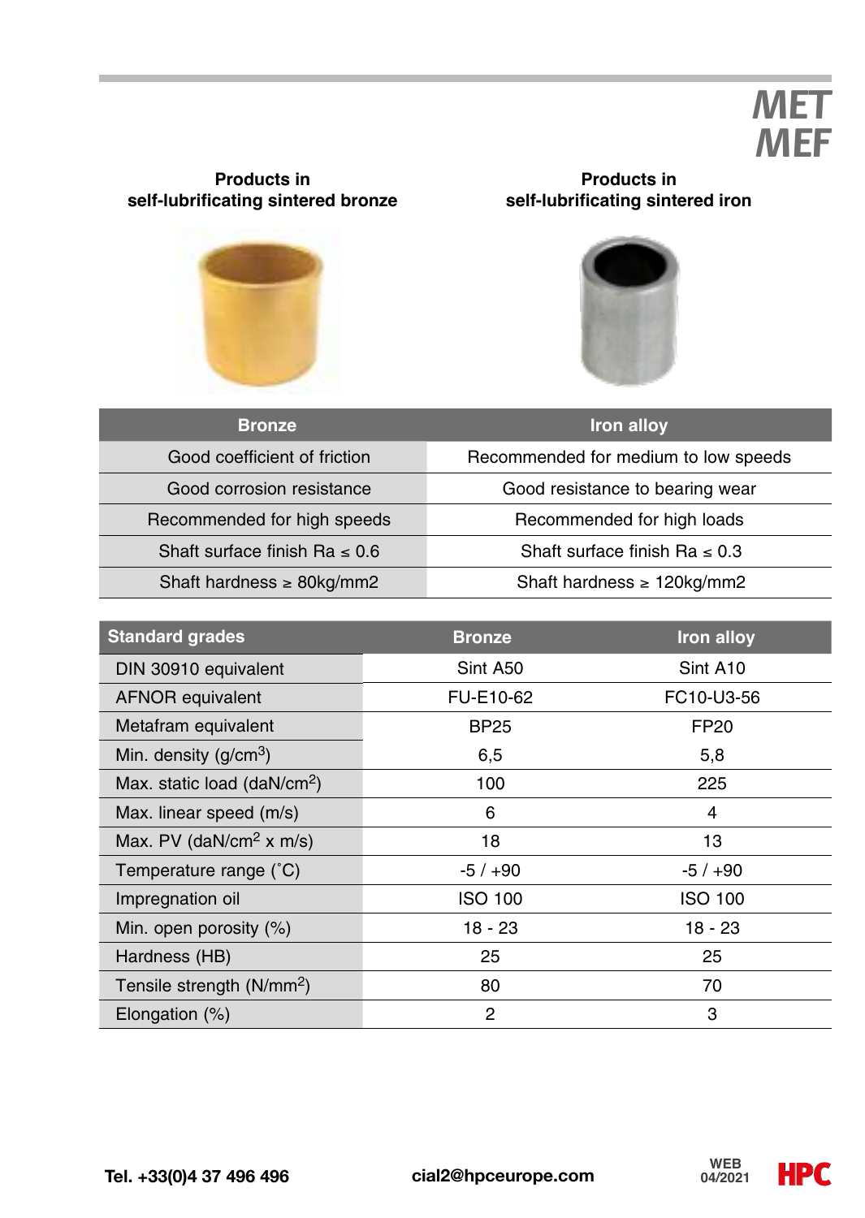# MET
# MEF

**Products in self-lubricating sintered bronze**

**Products in self-lubricating sintered iron**

| Bronze | Iron alloy |
|---|---|
| Good coefficient of friction | Recommended for medium to low speeds |
| Good corrosion resistance | Good resistance to bearing wear |
| Recommended for high speeds | Recommended for high loads |
| Shaft surface finish Ra ≤ 0.6 | Shaft surface finish Ra ≤ 0.3 |
| Shaft hardness ≥ 80kg/mm2 | Shaft hardness ≥ 120kg/mm2 |

| Standard grades | Bronze | Iron alloy |
|---|---|---|
| DIN 30910 equivalent | Sint A50 | Sint A10 |
| AFNOR equivalent | FU-E10-62 | FC10-U3-56 |
| Metafram equivalent | BP25 | FP20 |
| Min. density (g/cm$^3$) | 6,5 | 5,8 |
| Max. static load (daN/cm$^2$) | 100 | 225 |
| Max. linear speed (m/s) | 6 | 4 |
| Max. PV (daN/cm$^2$ x m/s) | 18 | 13 |
| Temperature range (˚C) | -5 / +90 | -5 / +90 |
| Impregnation oil | ISO 100 | ISO 100 |
| Min. open porosity (%) | 18 - 23 | 18 - 23 |
| Hardness (HB) | 25 | 25 |
| Tensile strength (N/mm$^2$) | 80 | 70 |
| Elongation (%) | 2 | 3 |

**Tel. +33(0)4 37 496 496** **cial2@hpceurope.com**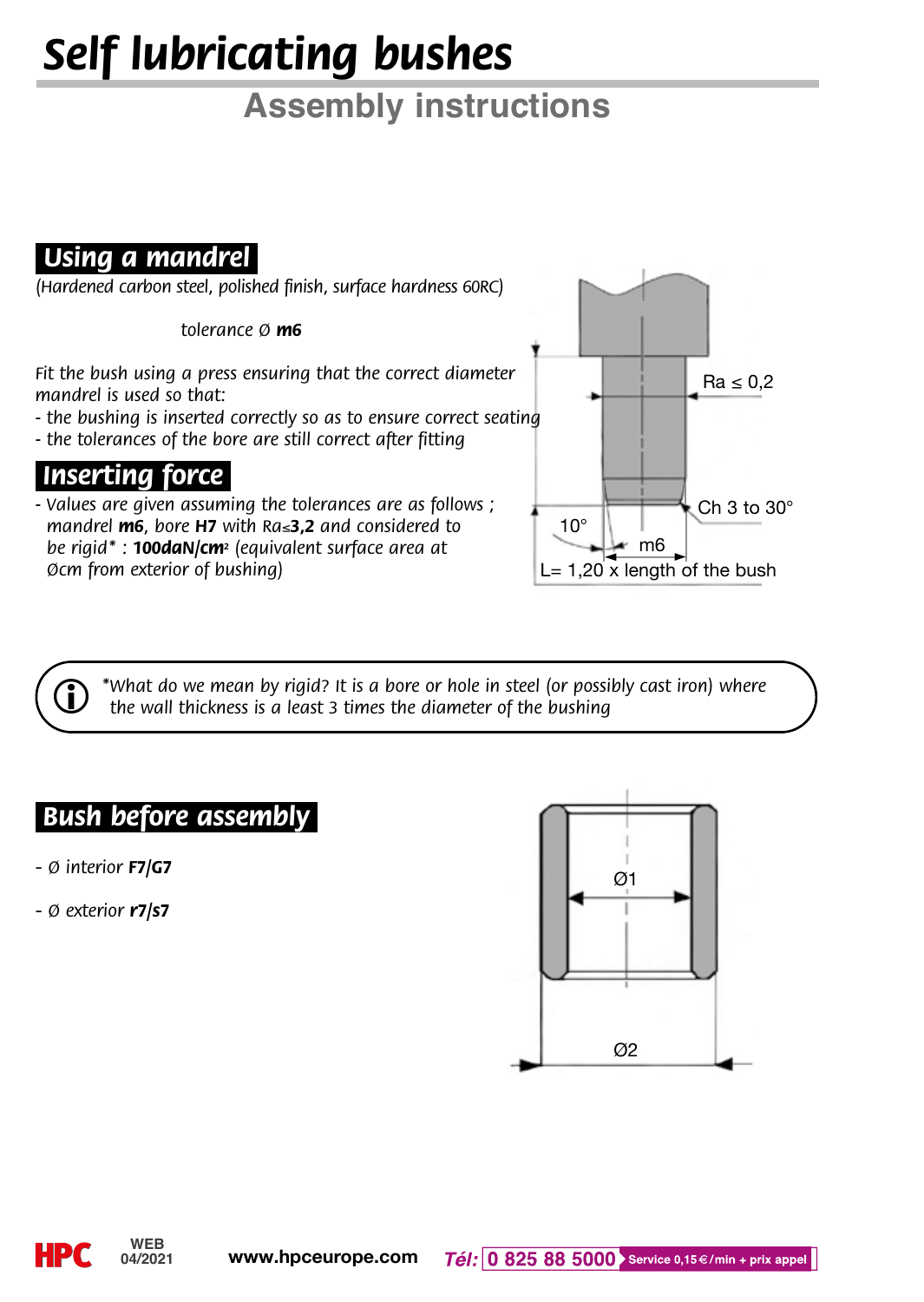# Self lubricating bushes

## Assembly instructions

### Using a mandrel

*(Hardened carbon steel, polished finish, surface hardness 60RC)*

*tolerance Ø **m6***

*Fit the bush using a press ensuring that the correct diameter mandrel is used so that:*

- *the bushing is inserted correctly so as to ensure correct seating*
- *the tolerances of the bore are still correct after fitting*

Ra ≤ 0,2

Ch 3 to 30°

10°

m6

L= 1,20 x length of the bush

### Inserting force

- *Values are given assuming the tolerances are as follows ; mandrel **m6**, bore **H7** with Ra≤**3,2** and considered to be rigid\* : **100daN/cm²** (equivalent surface area at Øcm from exterior of bushing)*

*\*What do we mean by rigid? It is a bore or hole in steel (or possibly cast iron) where the wall thickness is a least 3 times the diameter of the bushing*

### Bush before assembly

- *Ø interior **F7/G7***
- *Ø exterior **r7/s7***

Ø1

Ø2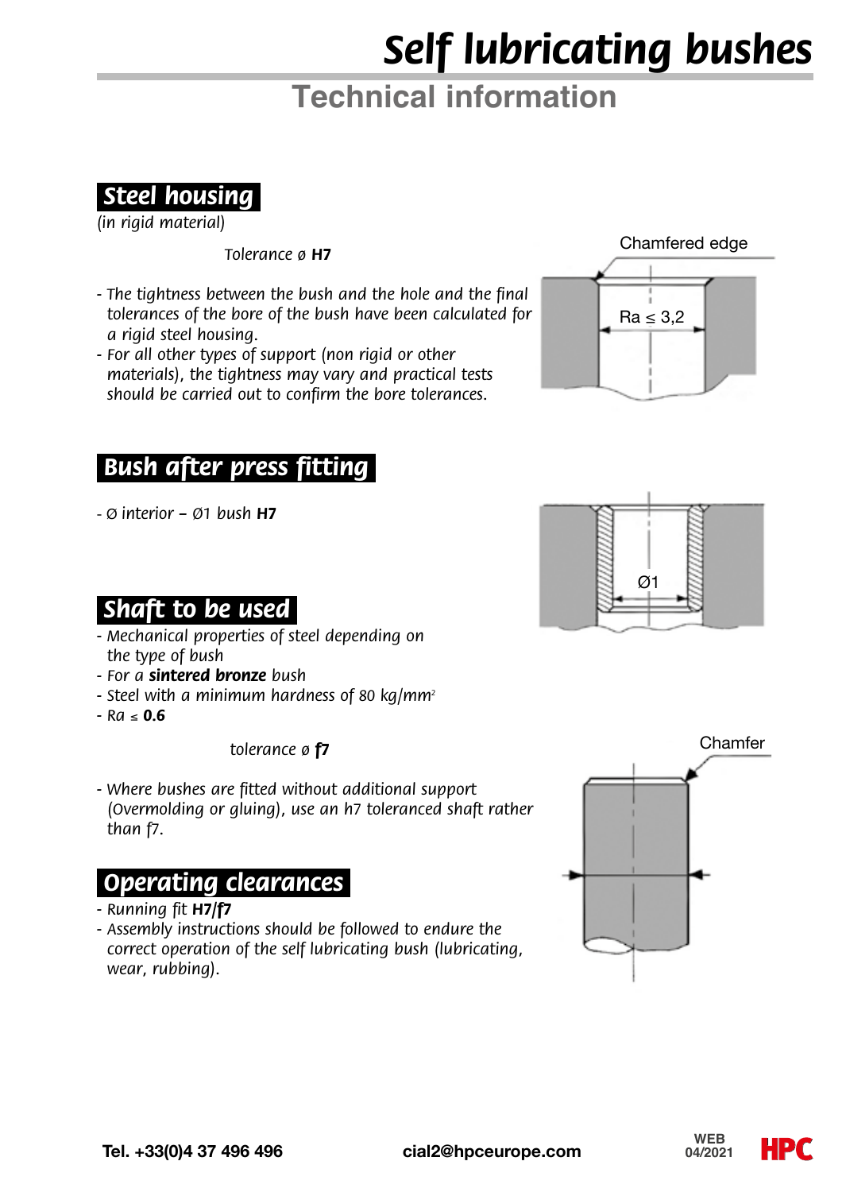# Self lubricating bushes

## Technical information

### Steel housing

*(in rigid material)*

*Tolerance ø* **H7**

- *The tightness between the bush and the hole and the final tolerances of the bore of the bush have been calculated for a rigid steel housing.*
- *For all other types of support (non rigid or other materials), the tightness may vary and practical tests should be carried out to confirm the bore tolerances.*

Chamfered edge

Ra ≤ 3,2

### Bush after press fitting

- *Ø interior – Ø1 bush* **H7**

Ø1

### Shaft to be used

- *Mechanical properties of steel depending on the type of bush*
- *For a* ***sintered bronze*** *bush*
- *Steel with a minimum hardness of 80 kg/mm²*
- *Ra ≤* **0.6**

*tolerance ø* ***f7***

- *Where bushes are fitted without additional support (Overmolding or gluing), use an h7 toleranced shaft rather than f7.*

Chamfer

### Operating clearances

- *Running fit* **H7/f7**
- *Assembly instructions should be followed to endure the correct operation of the self lubricating bush (lubricating, wear, rubbing).*

**Tel. +33(0)4 37 496 496** **cial2@hpceurope.com**